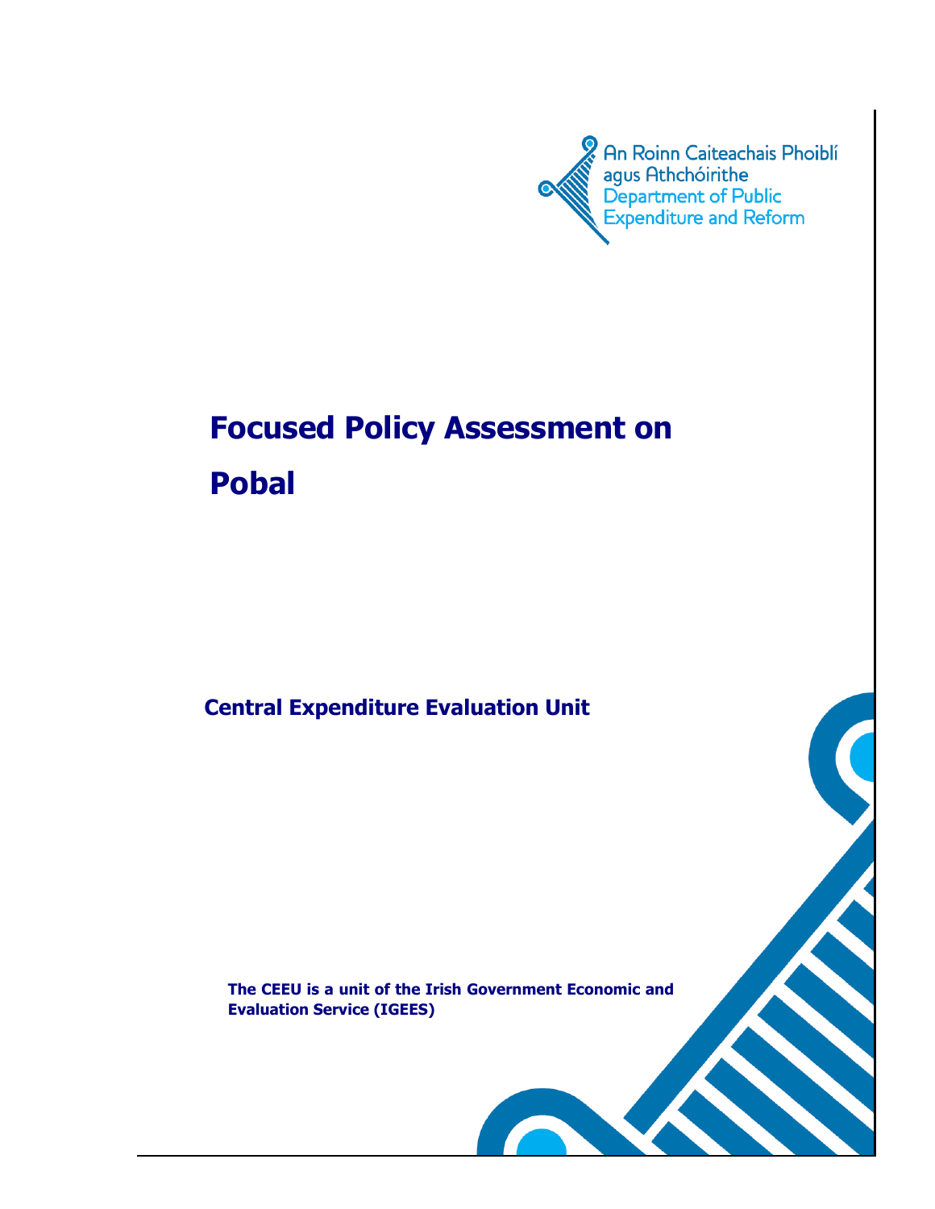An Roinn Caiteachais Phoiblí agus Athchóirithe
Department of Public Expenditure and Reform

# Focused Policy Assessment on Pobal

**Central Expenditure Evaluation Unit**

**The CEEU is a unit of the Irish Government Economic and Evaluation Service (IGEES)**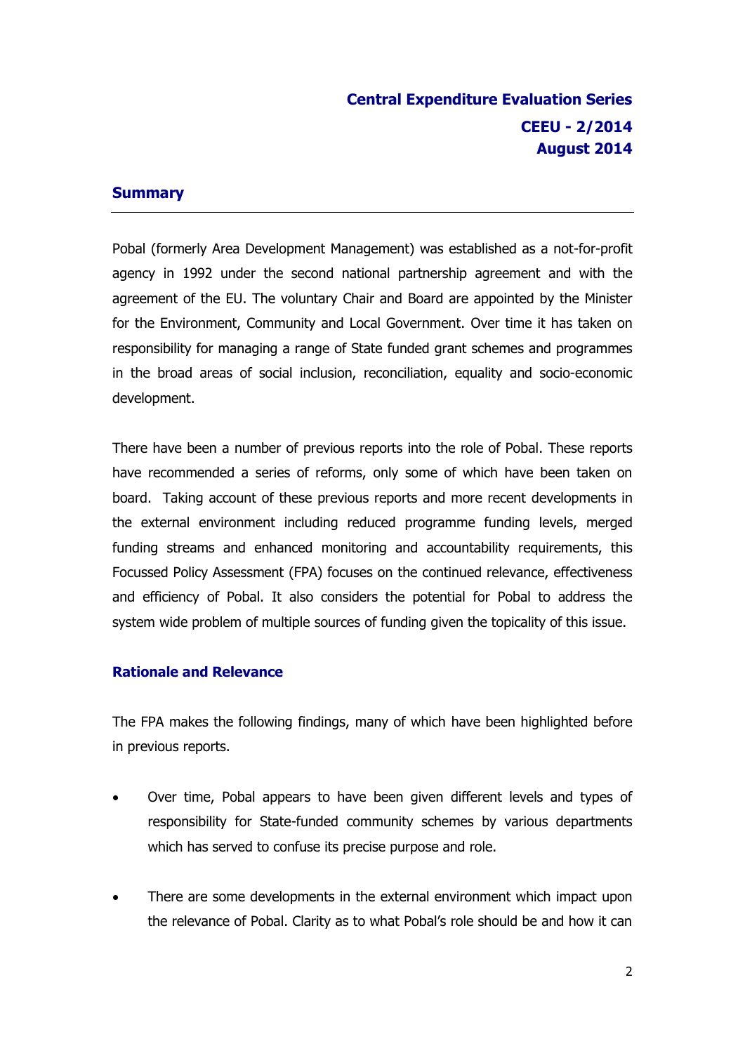**Central Expenditure Evaluation Series**
**CEEU - 2/2014**
**August 2014**

## Summary

Pobal (formerly Area Development Management) was established as a not-for-profit agency in 1992 under the second national partnership agreement and with the agreement of the EU. The voluntary Chair and Board are appointed by the Minister for the Environment, Community and Local Government. Over time it has taken on responsibility for managing a range of State funded grant schemes and programmes in the broad areas of social inclusion, reconciliation, equality and socio-economic development.

There have been a number of previous reports into the role of Pobal. These reports have recommended a series of reforms, only some of which have been taken on board. Taking account of these previous reports and more recent developments in the external environment including reduced programme funding levels, merged funding streams and enhanced monitoring and accountability requirements, this Focussed Policy Assessment (FPA) focuses on the continued relevance, effectiveness and efficiency of Pobal. It also considers the potential for Pobal to address the system wide problem of multiple sources of funding given the topicality of this issue.

### Rationale and Relevance

The FPA makes the following findings, many of which have been highlighted before in previous reports.

- Over time, Pobal appears to have been given different levels and types of responsibility for State-funded community schemes by various departments which has served to confuse its precise purpose and role.
- There are some developments in the external environment which impact upon the relevance of Pobal. Clarity as to what Pobal's role should be and how it can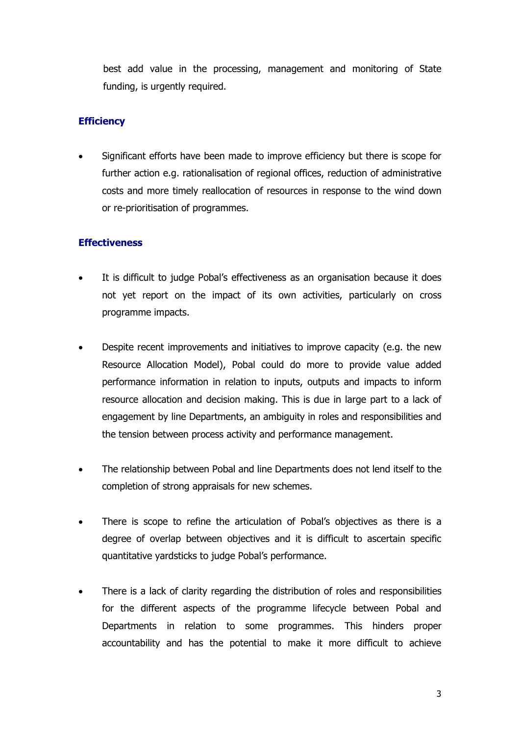best add value in the processing, management and monitoring of State funding, is urgently required.

### Efficiency

- Significant efforts have been made to improve efficiency but there is scope for further action e.g. rationalisation of regional offices, reduction of administrative costs and more timely reallocation of resources in response to the wind down or re-prioritisation of programmes.

### Effectiveness

- It is difficult to judge Pobal's effectiveness as an organisation because it does not yet report on the impact of its own activities, particularly on cross programme impacts.

- Despite recent improvements and initiatives to improve capacity (e.g. the new Resource Allocation Model), Pobal could do more to provide value added performance information in relation to inputs, outputs and impacts to inform resource allocation and decision making. This is due in large part to a lack of engagement by line Departments, an ambiguity in roles and responsibilities and the tension between process activity and performance management.

- The relationship between Pobal and line Departments does not lend itself to the completion of strong appraisals for new schemes.

- There is scope to refine the articulation of Pobal's objectives as there is a degree of overlap between objectives and it is difficult to ascertain specific quantitative yardsticks to judge Pobal's performance.

- There is a lack of clarity regarding the distribution of roles and responsibilities for the different aspects of the programme lifecycle between Pobal and Departments in relation to some programmes. This hinders proper accountability and has the potential to make it more difficult to achieve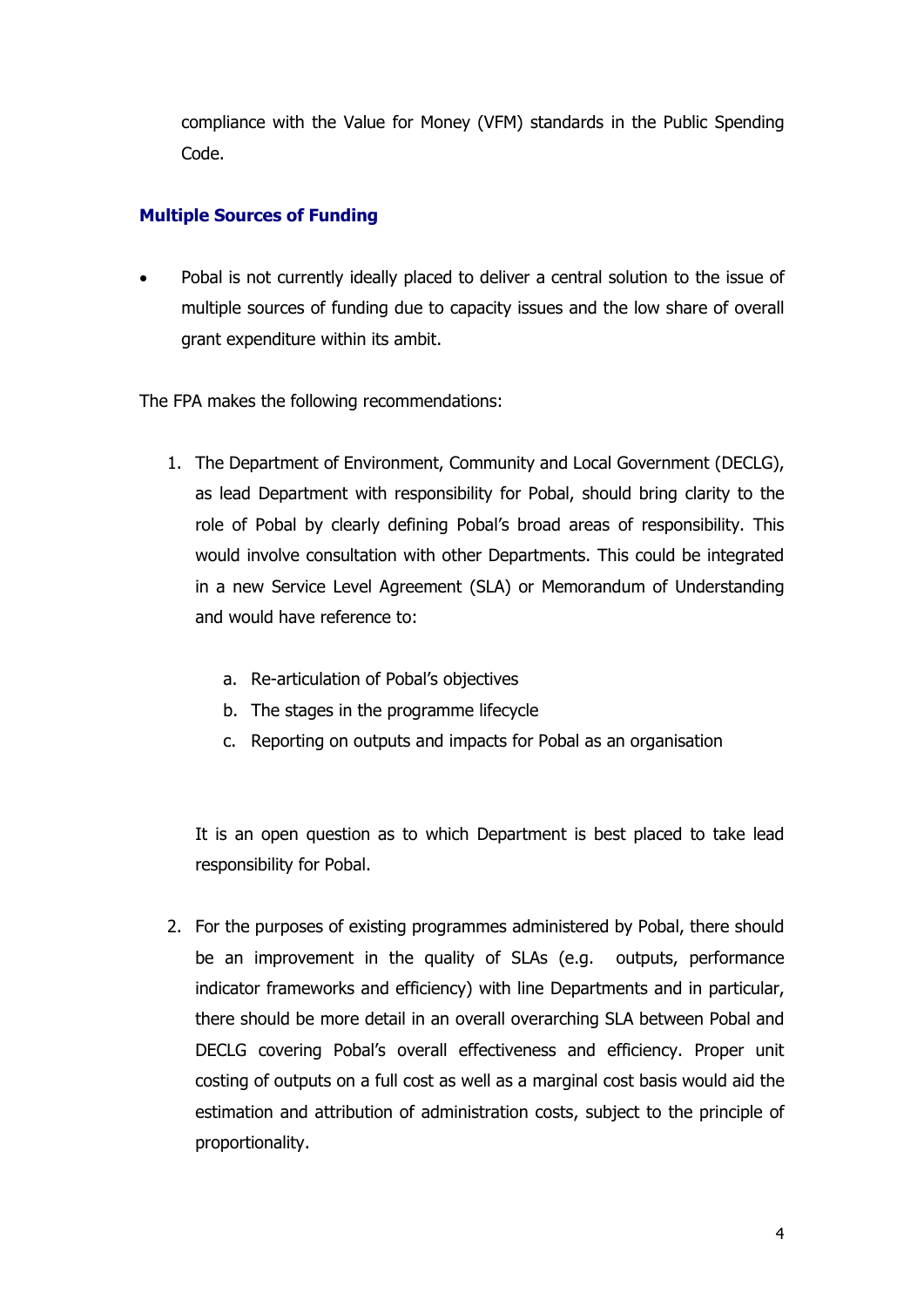compliance with the Value for Money (VFM) standards in the Public Spending Code.

### Multiple Sources of Funding

- Pobal is not currently ideally placed to deliver a central solution to the issue of multiple sources of funding due to capacity issues and the low share of overall grant expenditure within its ambit.

The FPA makes the following recommendations:

1. The Department of Environment, Community and Local Government (DECLG), as lead Department with responsibility for Pobal, should bring clarity to the role of Pobal by clearly defining Pobal's broad areas of responsibility. This would involve consultation with other Departments. This could be integrated in a new Service Level Agreement (SLA) or Memorandum of Understanding and would have reference to:

   a. Re-articulation of Pobal's objectives
   b. The stages in the programme lifecycle
   c. Reporting on outputs and impacts for Pobal as an organisation

   It is an open question as to which Department is best placed to take lead responsibility for Pobal.

2. For the purposes of existing programmes administered by Pobal, there should be an improvement in the quality of SLAs (e.g. outputs, performance indicator frameworks and efficiency) with line Departments and in particular, there should be more detail in an overall overarching SLA between Pobal and DECLG covering Pobal's overall effectiveness and efficiency. Proper unit costing of outputs on a full cost as well as a marginal cost basis would aid the estimation and attribution of administration costs, subject to the principle of proportionality.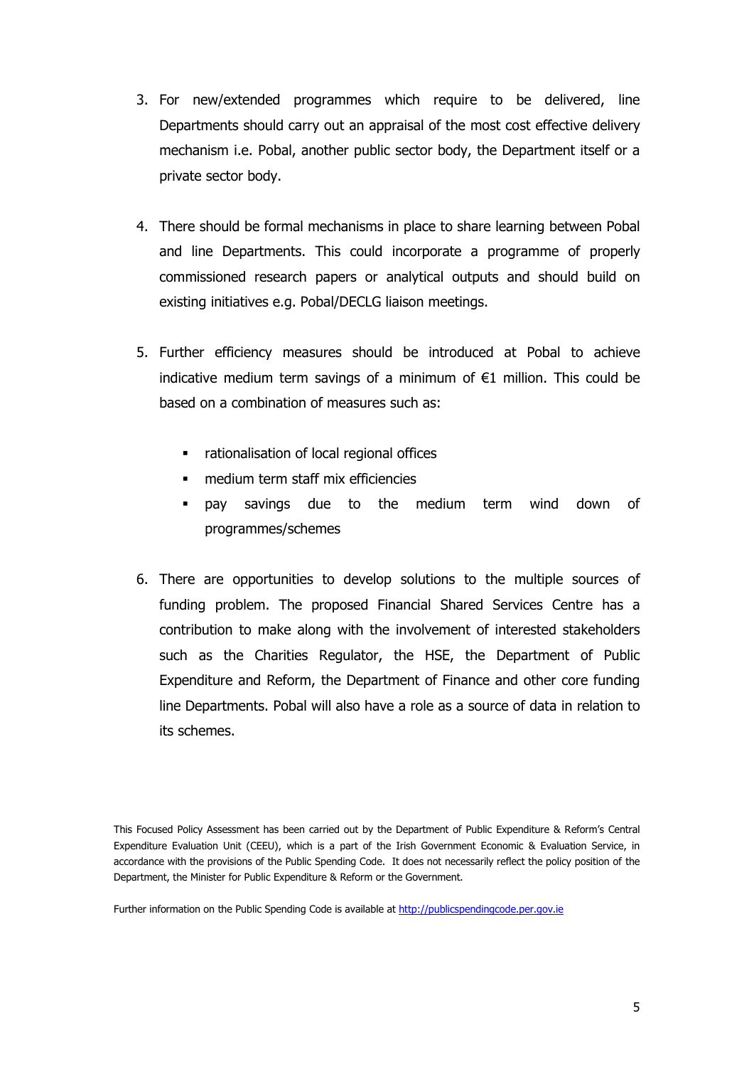3. For new/extended programmes which require to be delivered, line Departments should carry out an appraisal of the most cost effective delivery mechanism i.e. Pobal, another public sector body, the Department itself or a private sector body.

4. There should be formal mechanisms in place to share learning between Pobal and line Departments. This could incorporate a programme of properly commissioned research papers or analytical outputs and should build on existing initiatives e.g. Pobal/DECLG liaison meetings.

5. Further efficiency measures should be introduced at Pobal to achieve indicative medium term savings of a minimum of €1 million. This could be based on a combination of measures such as:

   - rationalisation of local regional offices
   - medium term staff mix efficiencies
   - pay savings due to the medium term wind down of programmes/schemes

6. There are opportunities to develop solutions to the multiple sources of funding problem. The proposed Financial Shared Services Centre has a contribution to make along with the involvement of interested stakeholders such as the Charities Regulator, the HSE, the Department of Public Expenditure and Reform, the Department of Finance and other core funding line Departments. Pobal will also have a role as a source of data in relation to its schemes.

This Focused Policy Assessment has been carried out by the Department of Public Expenditure & Reform's Central Expenditure Evaluation Unit (CEEU), which is a part of the Irish Government Economic & Evaluation Service, in accordance with the provisions of the Public Spending Code. It does not necessarily reflect the policy position of the Department, the Minister for Public Expenditure & Reform or the Government.

Further information on the Public Spending Code is available at [http://publicspendingcode.per.gov.ie](http://publicspendingcode.per.gov.ie)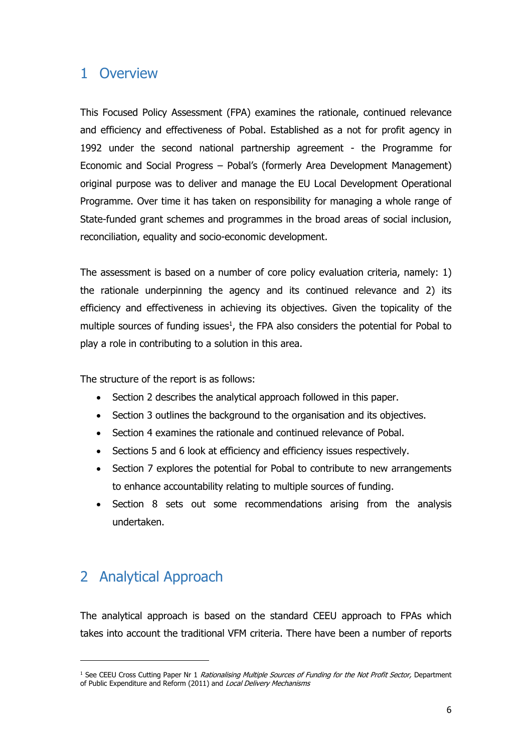# 1 Overview

This Focused Policy Assessment (FPA) examines the rationale, continued relevance and efficiency and effectiveness of Pobal. Established as a not for profit agency in 1992 under the second national partnership agreement - the Programme for Economic and Social Progress – Pobal's (formerly Area Development Management) original purpose was to deliver and manage the EU Local Development Operational Programme. Over time it has taken on responsibility for managing a whole range of State-funded grant schemes and programmes in the broad areas of social inclusion, reconciliation, equality and socio-economic development.

The assessment is based on a number of core policy evaluation criteria, namely: 1) the rationale underpinning the agency and its continued relevance and 2) its efficiency and effectiveness in achieving its objectives. Given the topicality of the multiple sources of funding issues[1], the FPA also considers the potential for Pobal to play a role in contributing to a solution in this area.

The structure of the report is as follows:

- Section 2 describes the analytical approach followed in this paper.
- Section 3 outlines the background to the organisation and its objectives.
- Section 4 examines the rationale and continued relevance of Pobal.
- Sections 5 and 6 look at efficiency and efficiency issues respectively.
- Section 7 explores the potential for Pobal to contribute to new arrangements to enhance accountability relating to multiple sources of funding.
- Section 8 sets out some recommendations arising from the analysis undertaken.

# 2 Analytical Approach

The analytical approach is based on the standard CEEU approach to FPAs which takes into account the traditional VFM criteria. There have been a number of reports

---

[1] See CEEU Cross Cutting Paper Nr 1 *Rationalising Multiple Sources of Funding for the Not Profit Sector,* Department of Public Expenditure and Reform (2011) and *Local Delivery Mechanisms*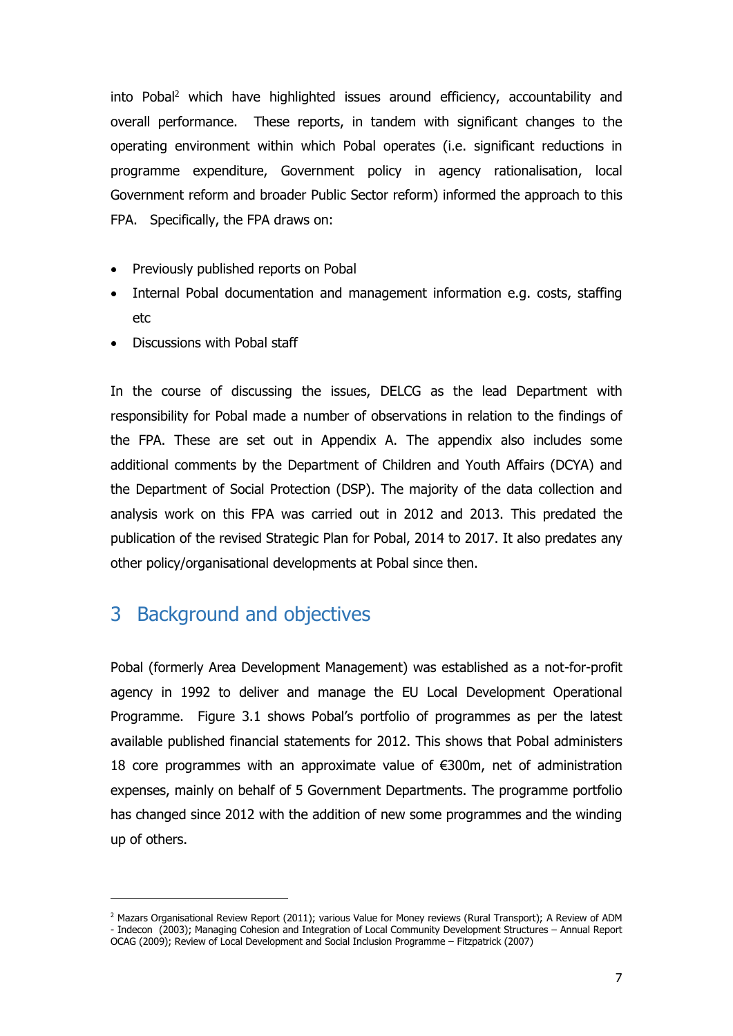into Pobal[2] which have highlighted issues around efficiency, accountability and overall performance. These reports, in tandem with significant changes to the operating environment within which Pobal operates (i.e. significant reductions in programme expenditure, Government policy in agency rationalisation, local Government reform and broader Public Sector reform) informed the approach to this FPA. Specifically, the FPA draws on:

- Previously published reports on Pobal
- Internal Pobal documentation and management information e.g. costs, staffing etc
- Discussions with Pobal staff

In the course of discussing the issues, DELCG as the lead Department with responsibility for Pobal made a number of observations in relation to the findings of the FPA. These are set out in Appendix A. The appendix also includes some additional comments by the Department of Children and Youth Affairs (DCYA) and the Department of Social Protection (DSP). The majority of the data collection and analysis work on this FPA was carried out in 2012 and 2013. This predated the publication of the revised Strategic Plan for Pobal, 2014 to 2017. It also predates any other policy/organisational developments at Pobal since then.

# 3 Background and objectives

Pobal (formerly Area Development Management) was established as a not-for-profit agency in 1992 to deliver and manage the EU Local Development Operational Programme. Figure 3.1 shows Pobal's portfolio of programmes as per the latest available published financial statements for 2012. This shows that Pobal administers 18 core programmes with an approximate value of €300m, net of administration expenses, mainly on behalf of 5 Government Departments. The programme portfolio has changed since 2012 with the addition of new some programmes and the winding up of others.

---

[2] Mazars Organisational Review Report (2011); various Value for Money reviews (Rural Transport); A Review of ADM - Indecon (2003); Managing Cohesion and Integration of Local Community Development Structures – Annual Report OCAG (2009); Review of Local Development and Social Inclusion Programme – Fitzpatrick (2007)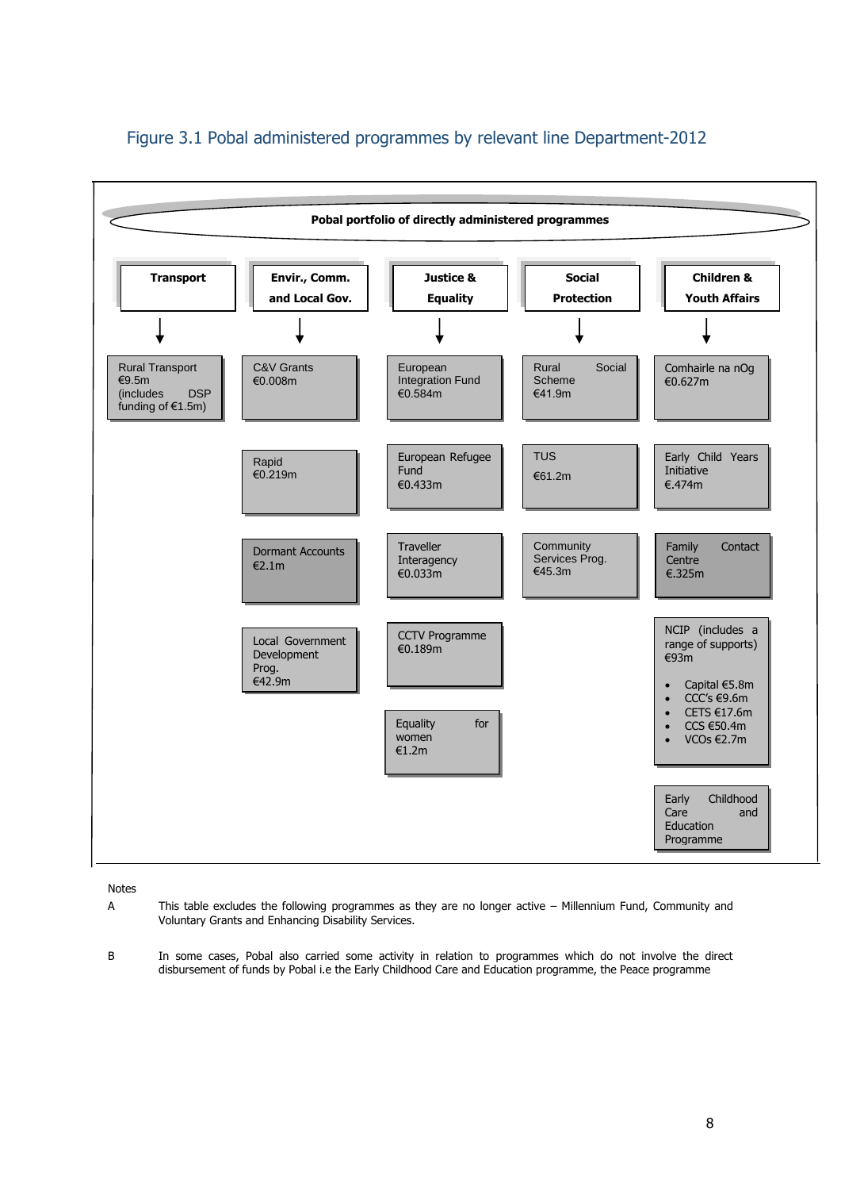## Figure 3.1 Pobal administered programmes by relevant line Department-2012

**Pobal portfolio of directly administered programmes**

| Transport | Envir., Comm. and Local Gov. | Justice & Equality | Social Protection | Children & Youth Affairs |
|---|---|---|---|---|
| Rural Transport €9.5m (includes DSP funding of €1.5m) | C&V Grants €0.008m | European Integration Fund €0.584m | Rural Social Scheme €41.9m | Comhairle na nOg €0.627m |
| | Rapid €0.219m | European Refugee Fund €0.433m | TUS €61.2m | Early Child Years Initiative €.474m |
| | Dormant Accounts €2.1m | Traveller Interagency €0.033m | Community Services Prog. €45.3m | Family Contact Centre €.325m |
| | Local Government Development Prog. €42.9m | CCTV Programme €0.189m | | NCIP (includes a range of supports) €93m<br>• Capital €5.8m<br>• CCC's €9.6m<br>• CETS €17.6m<br>• CCS €50.4m<br>• VCOs €2.7m |
| | | Equality for women €1.2m | | Early Childhood Care and Education Programme |

Notes

A This table excludes the following programmes as they are no longer active – Millennium Fund, Community and Voluntary Grants and Enhancing Disability Services.

B In some cases, Pobal also carried some activity in relation to programmes which do not involve the direct disbursement of funds by Pobal i.e the Early Childhood Care and Education programme, the Peace programme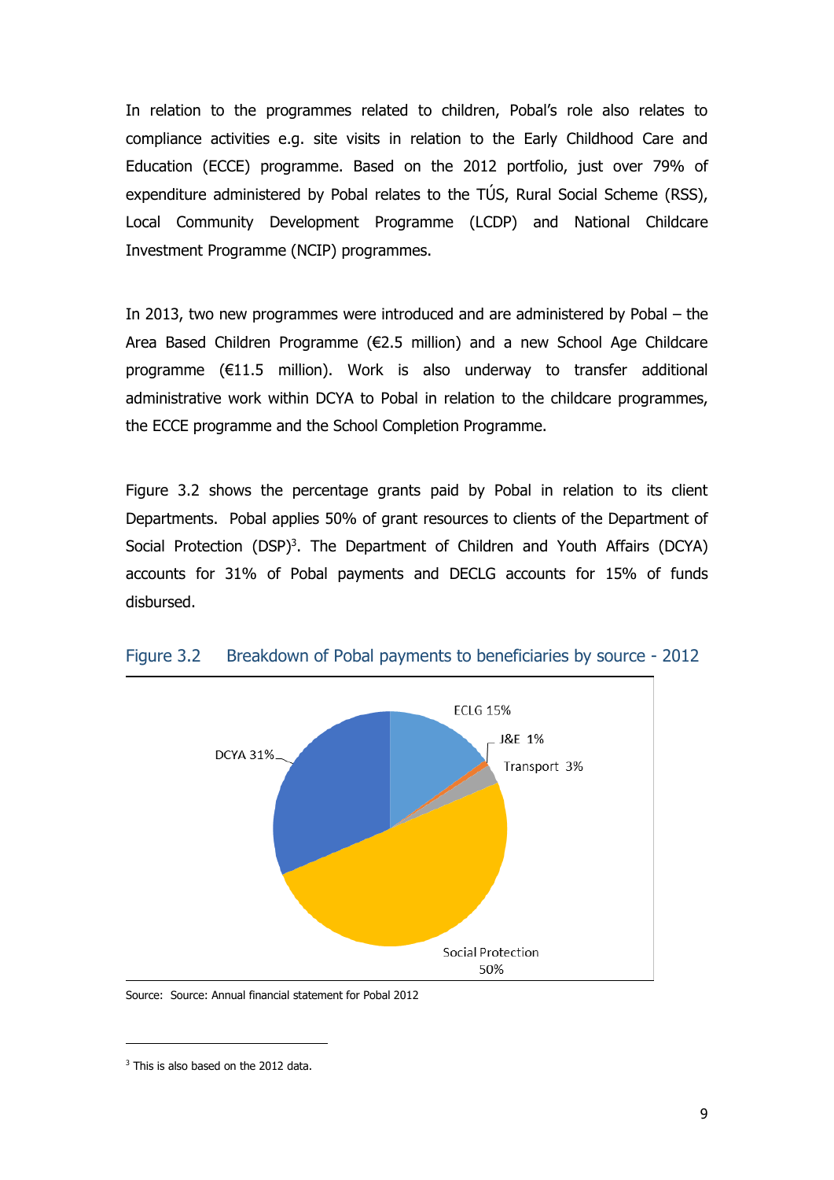In relation to the programmes related to children, Pobal's role also relates to compliance activities e.g. site visits in relation to the Early Childhood Care and Education (ECCE) programme. Based on the 2012 portfolio, just over 79% of expenditure administered by Pobal relates to the TÚS, Rural Social Scheme (RSS), Local Community Development Programme (LCDP) and National Childcare Investment Programme (NCIP) programmes.

In 2013, two new programmes were introduced and are administered by Pobal – the Area Based Children Programme (€2.5 million) and a new School Age Childcare programme (€11.5 million). Work is also underway to transfer additional administrative work within DCYA to Pobal in relation to the childcare programmes, the ECCE programme and the School Completion Programme.

Figure 3.2 shows the percentage grants paid by Pobal in relation to its client Departments. Pobal applies 50% of grant resources to clients of the Department of Social Protection (DSP)[3]. The Department of Children and Youth Affairs (DCYA) accounts for 31% of Pobal payments and DECLG accounts for 15% of funds disbursed.

Figure 3.2 Breakdown of Pobal payments to beneficiaries by source - 2012

| Source | Share |
|---|---|
| ECLG | 15% |
| J&E | 1% |
| Transport | 3% |
| Social Protection | 50% |
| DCYA | 31% |

Source: Source: Annual financial statement for Pobal 2012

[3] This is also based on the 2012 data.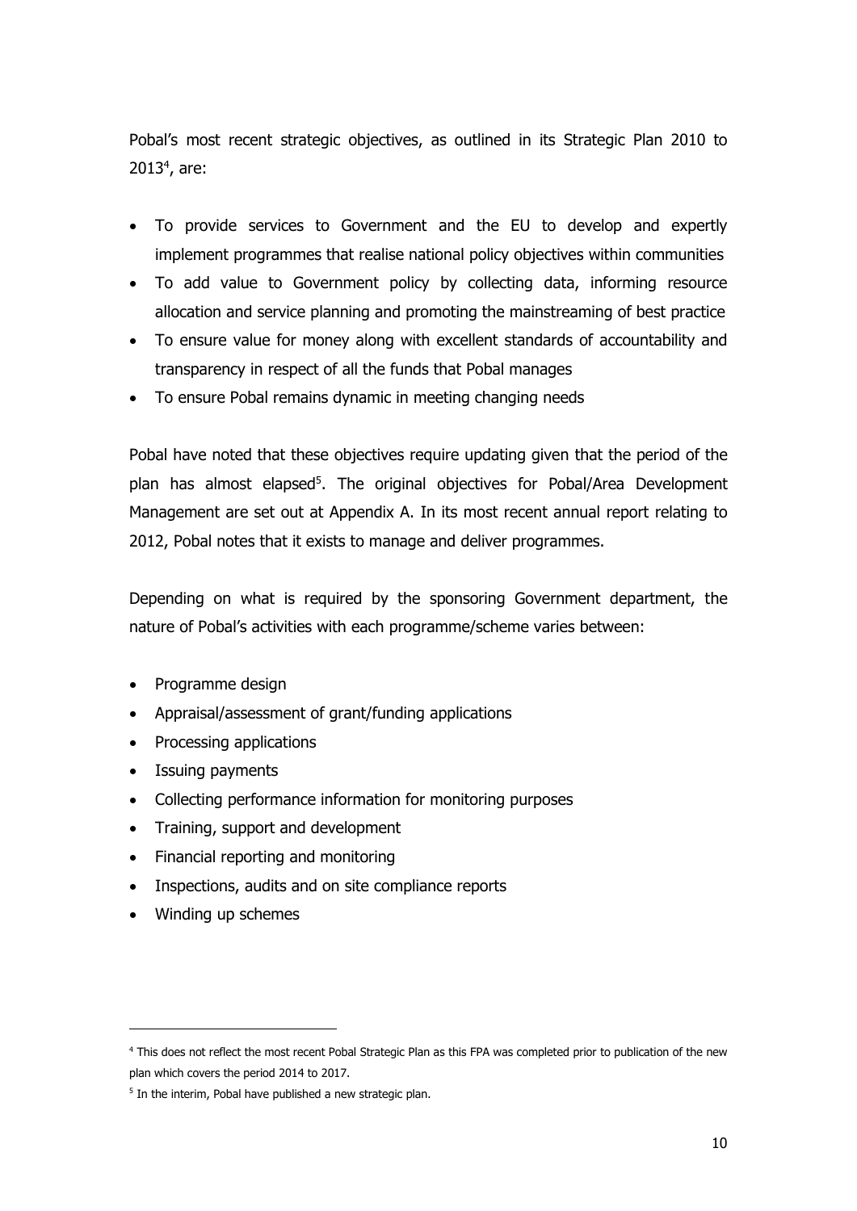Pobal's most recent strategic objectives, as outlined in its Strategic Plan 2010 to 2013[4], are:

- To provide services to Government and the EU to develop and expertly implement programmes that realise national policy objectives within communities
- To add value to Government policy by collecting data, informing resource allocation and service planning and promoting the mainstreaming of best practice
- To ensure value for money along with excellent standards of accountability and transparency in respect of all the funds that Pobal manages
- To ensure Pobal remains dynamic in meeting changing needs

Pobal have noted that these objectives require updating given that the period of the plan has almost elapsed[5]. The original objectives for Pobal/Area Development Management are set out at Appendix A. In its most recent annual report relating to 2012, Pobal notes that it exists to manage and deliver programmes.

Depending on what is required by the sponsoring Government department, the nature of Pobal's activities with each programme/scheme varies between:

- Programme design
- Appraisal/assessment of grant/funding applications
- Processing applications
- Issuing payments
- Collecting performance information for monitoring purposes
- Training, support and development
- Financial reporting and monitoring
- Inspections, audits and on site compliance reports
- Winding up schemes

---

[4] This does not reflect the most recent Pobal Strategic Plan as this FPA was completed prior to publication of the new plan which covers the period 2014 to 2017.

[5] In the interim, Pobal have published a new strategic plan.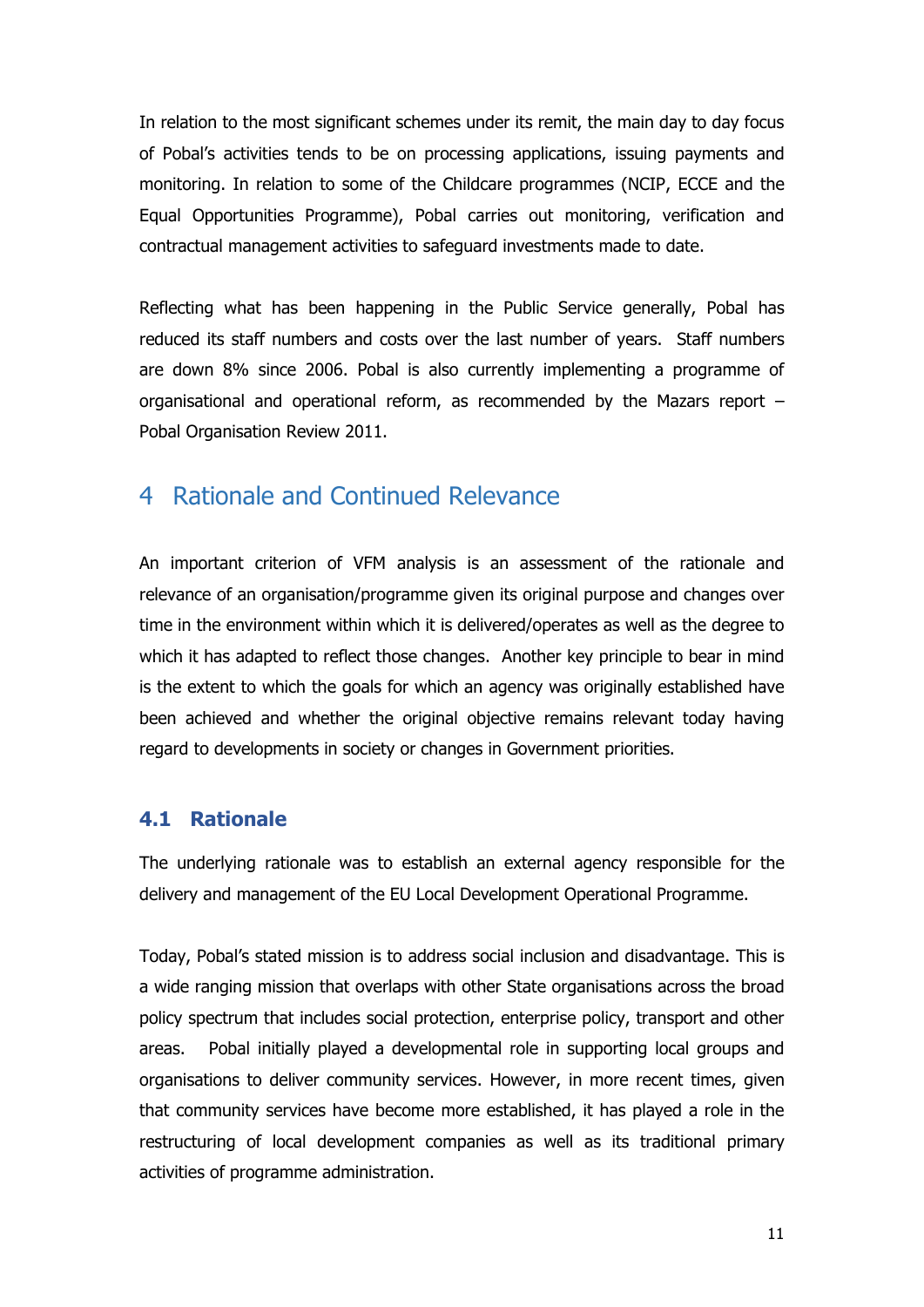In relation to the most significant schemes under its remit, the main day to day focus of Pobal's activities tends to be on processing applications, issuing payments and monitoring. In relation to some of the Childcare programmes (NCIP, ECCE and the Equal Opportunities Programme), Pobal carries out monitoring, verification and contractual management activities to safeguard investments made to date.

Reflecting what has been happening in the Public Service generally, Pobal has reduced its staff numbers and costs over the last number of years. Staff numbers are down 8% since 2006. Pobal is also currently implementing a programme of organisational and operational reform, as recommended by the Mazars report – Pobal Organisation Review 2011.

# 4 Rationale and Continued Relevance

An important criterion of VFM analysis is an assessment of the rationale and relevance of an organisation/programme given its original purpose and changes over time in the environment within which it is delivered/operates as well as the degree to which it has adapted to reflect those changes. Another key principle to bear in mind is the extent to which the goals for which an agency was originally established have been achieved and whether the original objective remains relevant today having regard to developments in society or changes in Government priorities.

## 4.1 Rationale

The underlying rationale was to establish an external agency responsible for the delivery and management of the EU Local Development Operational Programme.

Today, Pobal's stated mission is to address social inclusion and disadvantage. This is a wide ranging mission that overlaps with other State organisations across the broad policy spectrum that includes social protection, enterprise policy, transport and other areas. Pobal initially played a developmental role in supporting local groups and organisations to deliver community services. However, in more recent times, given that community services have become more established, it has played a role in the restructuring of local development companies as well as its traditional primary activities of programme administration.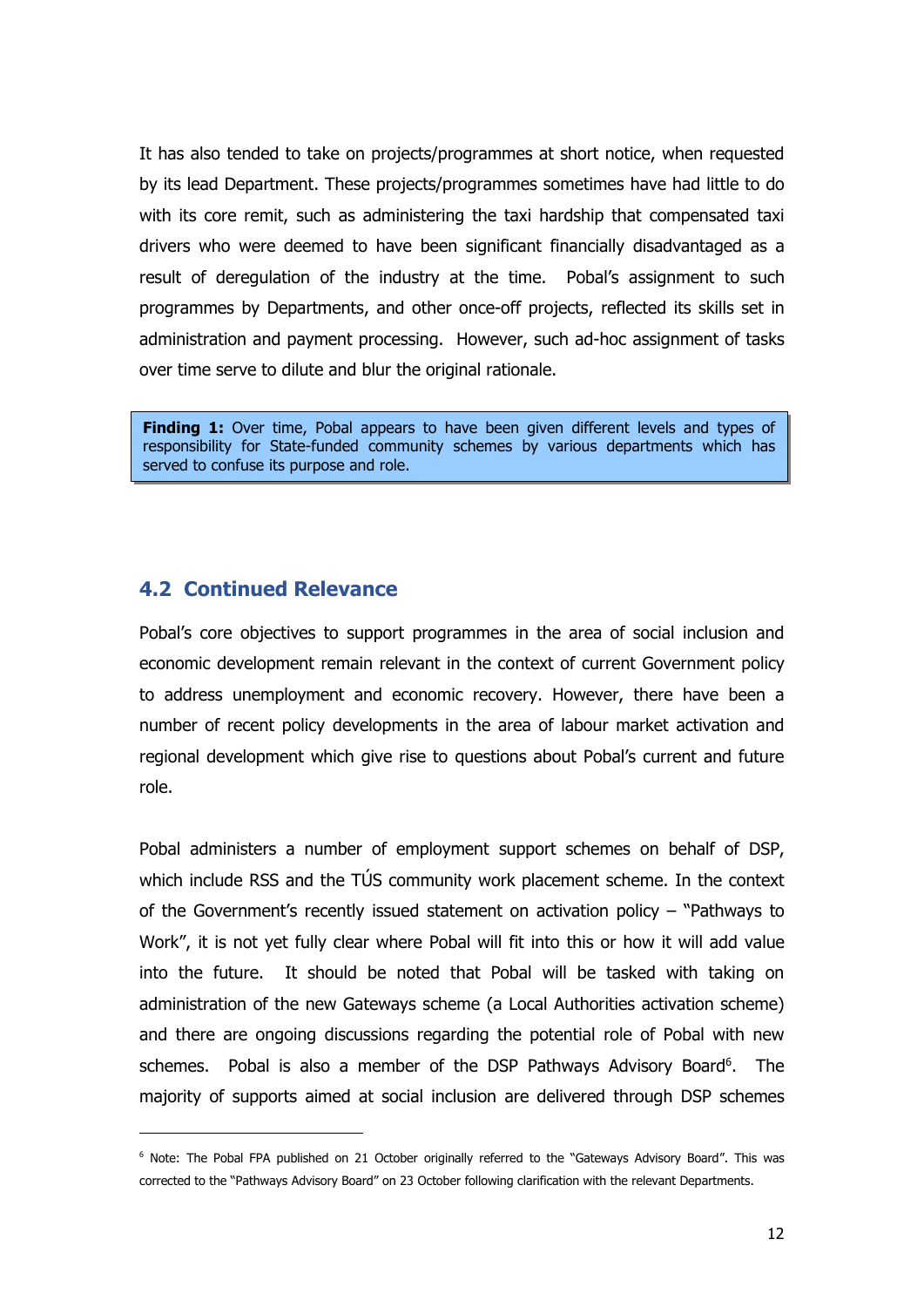It has also tended to take on projects/programmes at short notice, when requested by its lead Department. These projects/programmes sometimes have had little to do with its core remit, such as administering the taxi hardship that compensated taxi drivers who were deemed to have been significant financially disadvantaged as a result of deregulation of the industry at the time. Pobal's assignment to such programmes by Departments, and other once-off projects, reflected its skills set in administration and payment processing. However, such ad-hoc assignment of tasks over time serve to dilute and blur the original rationale.

> **Finding 1:** Over time, Pobal appears to have been given different levels and types of responsibility for State-funded community schemes by various departments which has served to confuse its purpose and role.

## 4.2 Continued Relevance

Pobal's core objectives to support programmes in the area of social inclusion and economic development remain relevant in the context of current Government policy to address unemployment and economic recovery. However, there have been a number of recent policy developments in the area of labour market activation and regional development which give rise to questions about Pobal's current and future role.

Pobal administers a number of employment support schemes on behalf of DSP, which include RSS and the TÚS community work placement scheme. In the context of the Government's recently issued statement on activation policy – "Pathways to Work", it is not yet fully clear where Pobal will fit into this or how it will add value into the future. It should be noted that Pobal will be tasked with taking on administration of the new Gateways scheme (a Local Authorities activation scheme) and there are ongoing discussions regarding the potential role of Pobal with new schemes. Pobal is also a member of the DSP Pathways Advisory Board[6]. The majority of supports aimed at social inclusion are delivered through DSP schemes

---

[6] Note: The Pobal FPA published on 21 October originally referred to the "Gateways Advisory Board". This was corrected to the "Pathways Advisory Board" on 23 October following clarification with the relevant Departments.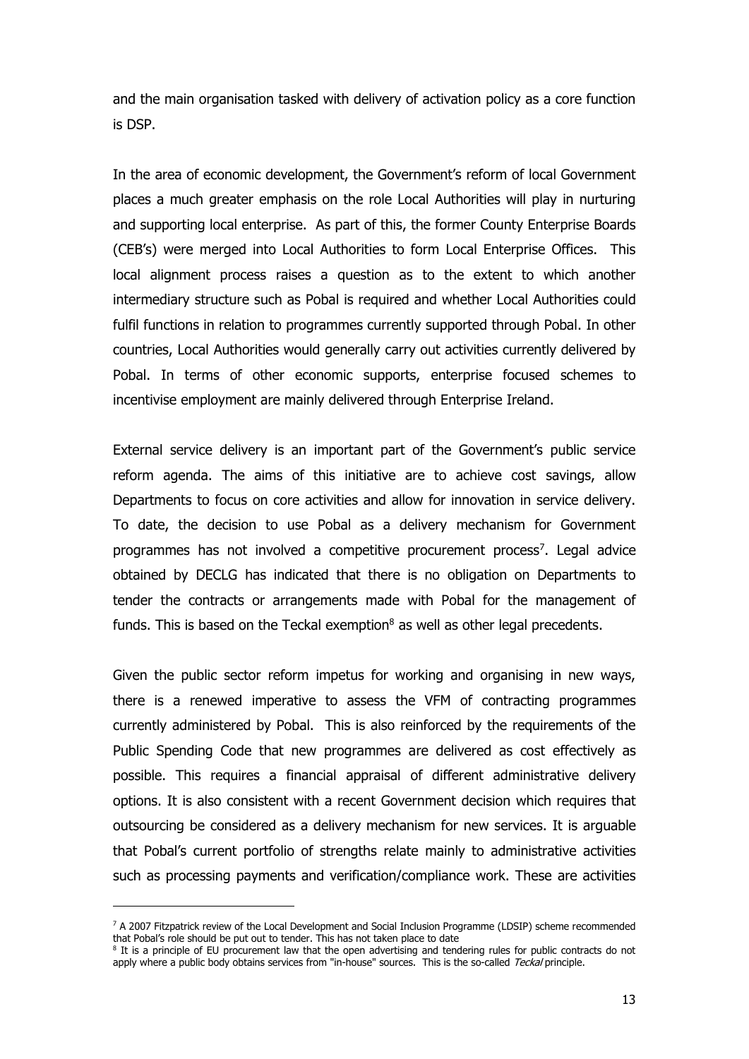and the main organisation tasked with delivery of activation policy as a core function is DSP.

In the area of economic development, the Government's reform of local Government places a much greater emphasis on the role Local Authorities will play in nurturing and supporting local enterprise. As part of this, the former County Enterprise Boards (CEB's) were merged into Local Authorities to form Local Enterprise Offices. This local alignment process raises a question as to the extent to which another intermediary structure such as Pobal is required and whether Local Authorities could fulfil functions in relation to programmes currently supported through Pobal. In other countries, Local Authorities would generally carry out activities currently delivered by Pobal. In terms of other economic supports, enterprise focused schemes to incentivise employment are mainly delivered through Enterprise Ireland.

External service delivery is an important part of the Government's public service reform agenda. The aims of this initiative are to achieve cost savings, allow Departments to focus on core activities and allow for innovation in service delivery. To date, the decision to use Pobal as a delivery mechanism for Government programmes has not involved a competitive procurement process[7]. Legal advice obtained by DECLG has indicated that there is no obligation on Departments to tender the contracts or arrangements made with Pobal for the management of funds. This is based on the Teckal exemption[8] as well as other legal precedents.

Given the public sector reform impetus for working and organising in new ways, there is a renewed imperative to assess the VFM of contracting programmes currently administered by Pobal. This is also reinforced by the requirements of the Public Spending Code that new programmes are delivered as cost effectively as possible. This requires a financial appraisal of different administrative delivery options. It is also consistent with a recent Government decision which requires that outsourcing be considered as a delivery mechanism for new services. It is arguable that Pobal's current portfolio of strengths relate mainly to administrative activities such as processing payments and verification/compliance work. These are activities

---

[7] A 2007 Fitzpatrick review of the Local Development and Social Inclusion Programme (LDSIP) scheme recommended that Pobal's role should be put out to tender. This has not taken place to date

[8] It is a principle of EU procurement law that the open advertising and tendering rules for public contracts do not apply where a public body obtains services from "in-house" sources. This is the so-called *Teckal* principle.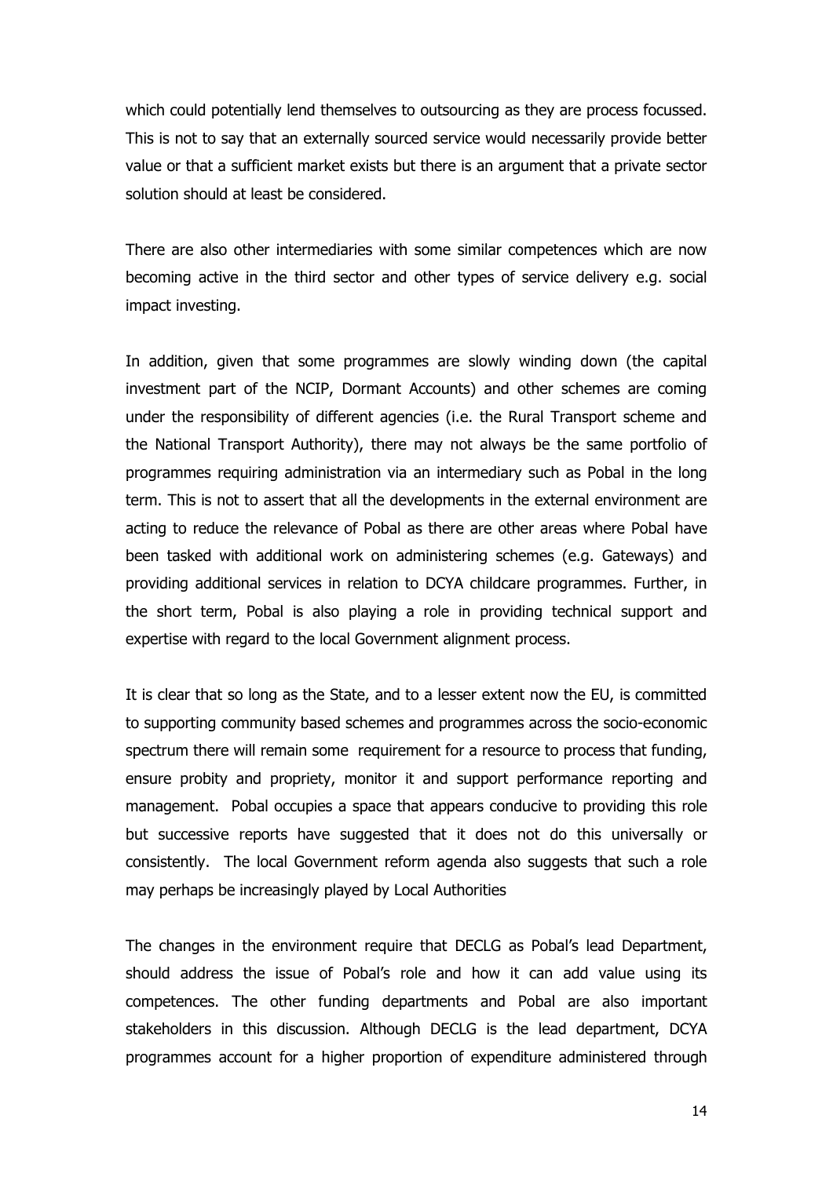which could potentially lend themselves to outsourcing as they are process focussed. This is not to say that an externally sourced service would necessarily provide better value or that a sufficient market exists but there is an argument that a private sector solution should at least be considered.

There are also other intermediaries with some similar competences which are now becoming active in the third sector and other types of service delivery e.g. social impact investing.

In addition, given that some programmes are slowly winding down (the capital investment part of the NCIP, Dormant Accounts) and other schemes are coming under the responsibility of different agencies (i.e. the Rural Transport scheme and the National Transport Authority), there may not always be the same portfolio of programmes requiring administration via an intermediary such as Pobal in the long term. This is not to assert that all the developments in the external environment are acting to reduce the relevance of Pobal as there are other areas where Pobal have been tasked with additional work on administering schemes (e.g. Gateways) and providing additional services in relation to DCYA childcare programmes. Further, in the short term, Pobal is also playing a role in providing technical support and expertise with regard to the local Government alignment process.

It is clear that so long as the State, and to a lesser extent now the EU, is committed to supporting community based schemes and programmes across the socio-economic spectrum there will remain some requirement for a resource to process that funding, ensure probity and propriety, monitor it and support performance reporting and management. Pobal occupies a space that appears conducive to providing this role but successive reports have suggested that it does not do this universally or consistently. The local Government reform agenda also suggests that such a role may perhaps be increasingly played by Local Authorities

The changes in the environment require that DECLG as Pobal's lead Department, should address the issue of Pobal's role and how it can add value using its competences. The other funding departments and Pobal are also important stakeholders in this discussion. Although DECLG is the lead department, DCYA programmes account for a higher proportion of expenditure administered through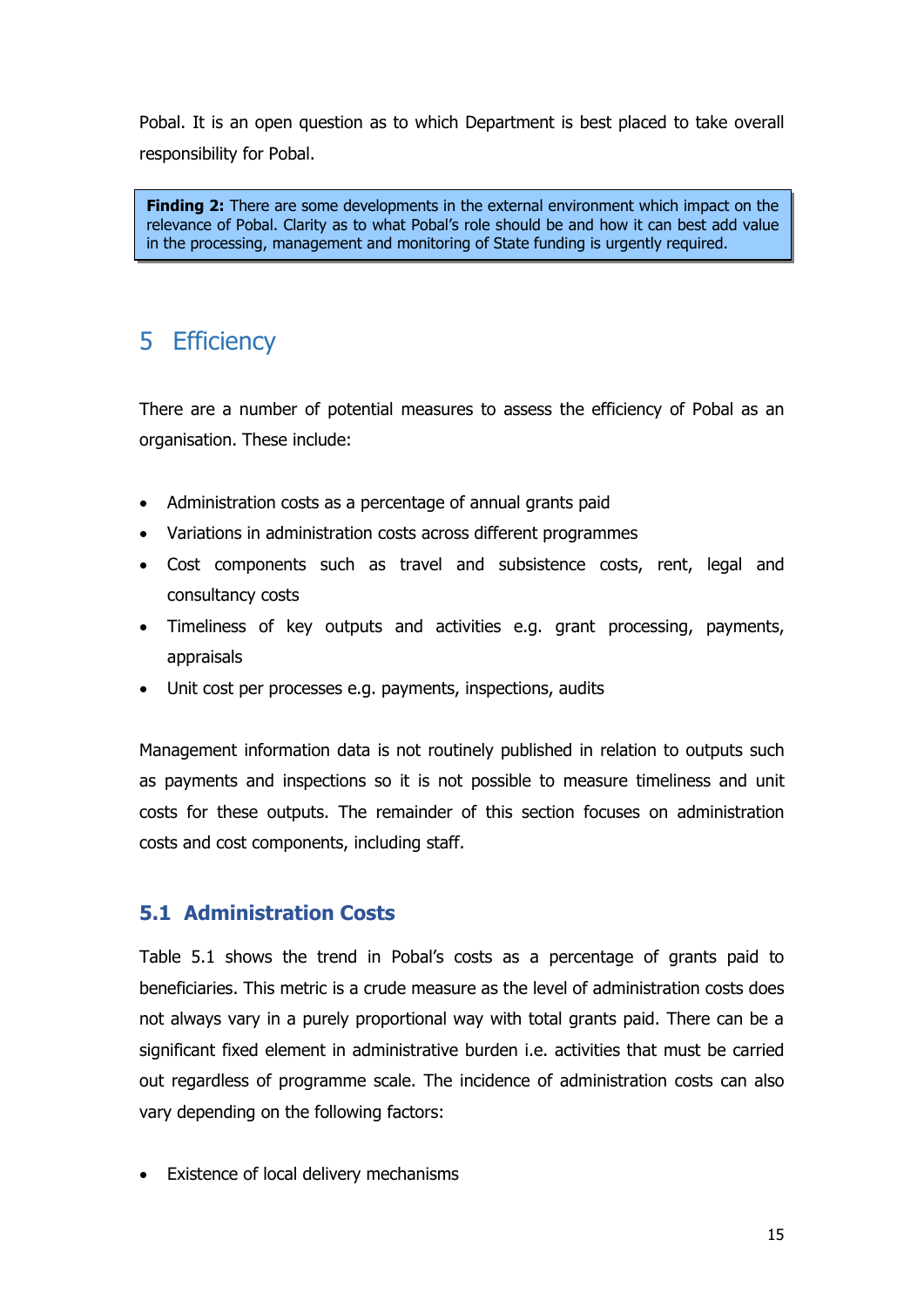Pobal. It is an open question as to which Department is best placed to take overall responsibility for Pobal.

> **Finding 2:** There are some developments in the external environment which impact on the relevance of Pobal. Clarity as to what Pobal's role should be and how it can best add value in the processing, management and monitoring of State funding is urgently required.

# 5 Efficiency

There are a number of potential measures to assess the efficiency of Pobal as an organisation. These include:

- Administration costs as a percentage of annual grants paid
- Variations in administration costs across different programmes
- Cost components such as travel and subsistence costs, rent, legal and consultancy costs
- Timeliness of key outputs and activities e.g. grant processing, payments, appraisals
- Unit cost per processes e.g. payments, inspections, audits

Management information data is not routinely published in relation to outputs such as payments and inspections so it is not possible to measure timeliness and unit costs for these outputs. The remainder of this section focuses on administration costs and cost components, including staff.

## 5.1 Administration Costs

Table 5.1 shows the trend in Pobal's costs as a percentage of grants paid to beneficiaries. This metric is a crude measure as the level of administration costs does not always vary in a purely proportional way with total grants paid. There can be a significant fixed element in administrative burden i.e. activities that must be carried out regardless of programme scale. The incidence of administration costs can also vary depending on the following factors:

- Existence of local delivery mechanisms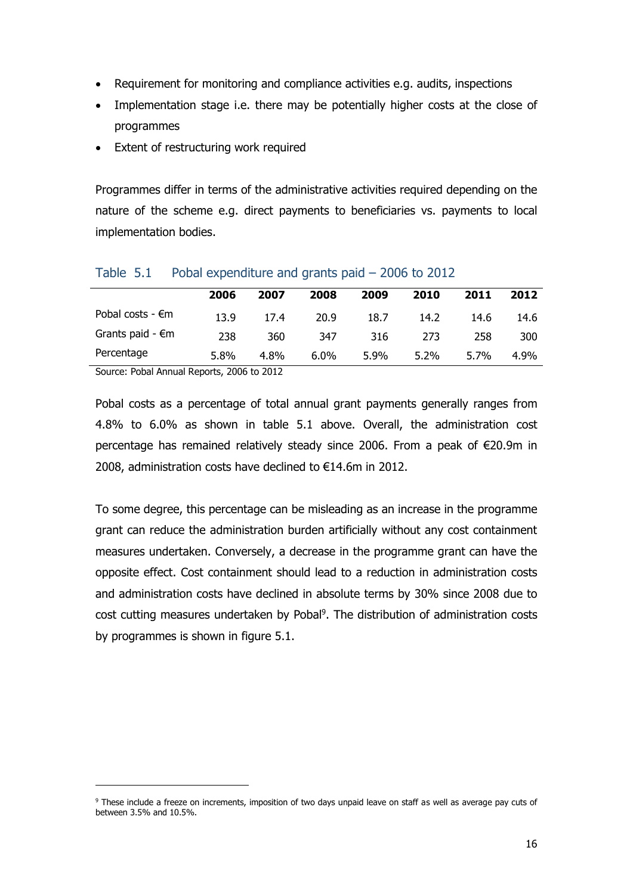- Requirement for monitoring and compliance activities e.g. audits, inspections
- Implementation stage i.e. there may be potentially higher costs at the close of programmes
- Extent of restructuring work required

Programmes differ in terms of the administrative activities required depending on the nature of the scheme e.g. direct payments to beneficiaries vs. payments to local implementation bodies.

Table 5.1 Pobal expenditure and grants paid – 2006 to 2012

| | 2006 | 2007 | 2008 | 2009 | 2010 | 2011 | 2012 |
|---|---|---|---|---|---|---|---|
| Pobal costs - €m | 13.9 | 17.4 | 20.9 | 18.7 | 14.2 | 14.6 | 14.6 |
| Grants paid - €m | 238 | 360 | 347 | 316 | 273 | 258 | 300 |
| Percentage | 5.8% | 4.8% | 6.0% | 5.9% | 5.2% | 5.7% | 4.9% |

Source: Pobal Annual Reports, 2006 to 2012

Pobal costs as a percentage of total annual grant payments generally ranges from 4.8% to 6.0% as shown in table 5.1 above. Overall, the administration cost percentage has remained relatively steady since 2006. From a peak of €20.9m in 2008, administration costs have declined to €14.6m in 2012.

To some degree, this percentage can be misleading as an increase in the programme grant can reduce the administration burden artificially without any cost containment measures undertaken. Conversely, a decrease in the programme grant can have the opposite effect. Cost containment should lead to a reduction in administration costs and administration costs have declined in absolute terms by 30% since 2008 due to cost cutting measures undertaken by Pobal[9]. The distribution of administration costs by programmes is shown in figure 5.1.

[9] These include a freeze on increments, imposition of two days unpaid leave on staff as well as average pay cuts of between 3.5% and 10.5%.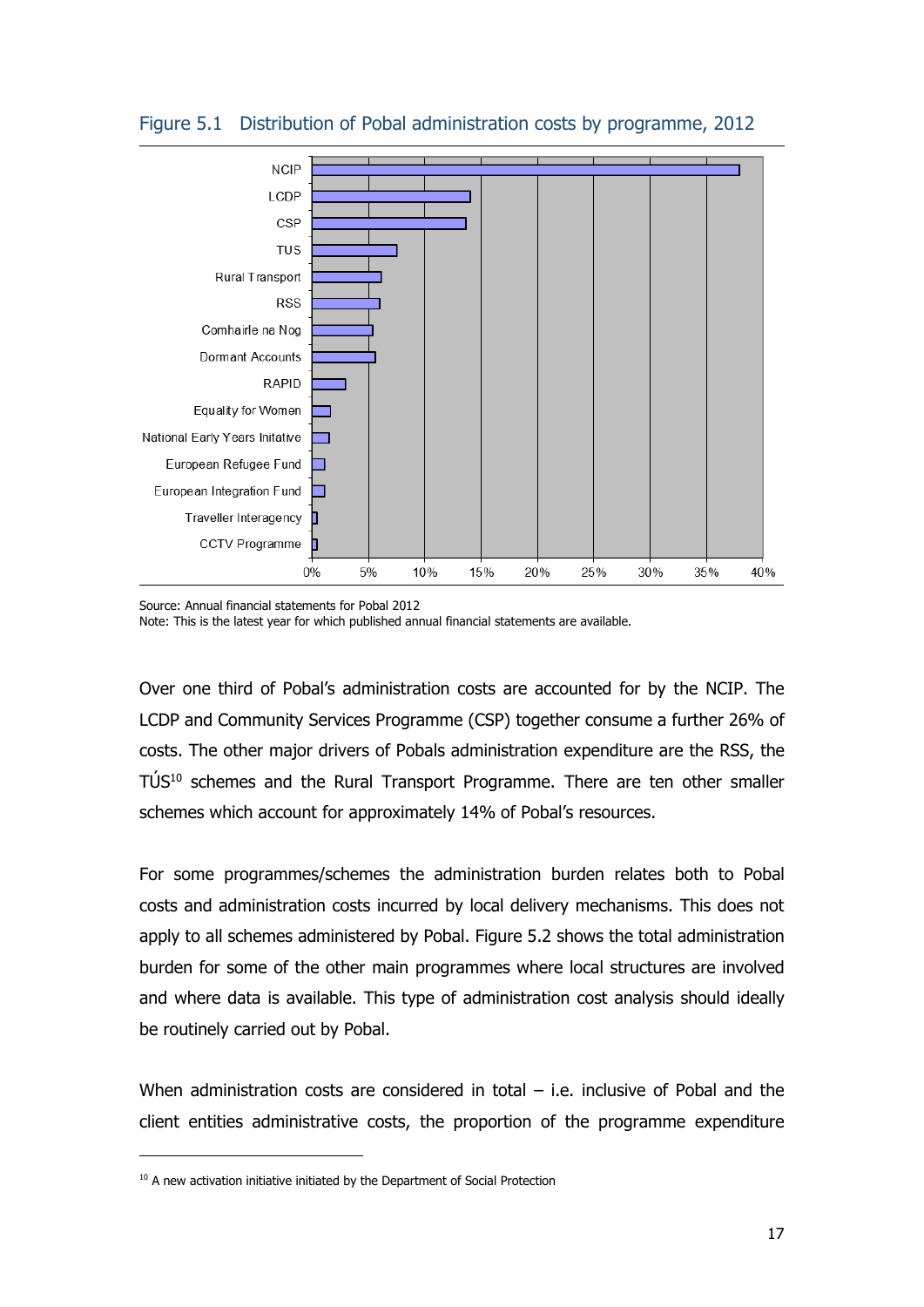Figure 5.1 Distribution of Pobal administration costs by programme, 2012

Source: Annual financial statements for Pobal 2012
Note: This is the latest year for which published annual financial statements are available.

Over one third of Pobal's administration costs are accounted for by the NCIP. The LCDP and Community Services Programme (CSP) together consume a further 26% of costs. The other major drivers of Pobals administration expenditure are the RSS, the TÚS[10] schemes and the Rural Transport Programme. There are ten other smaller schemes which account for approximately 14% of Pobal's resources.

For some programmes/schemes the administration burden relates both to Pobal costs and administration costs incurred by local delivery mechanisms. This does not apply to all schemes administered by Pobal. Figure 5.2 shows the total administration burden for some of the other main programmes where local structures are involved and where data is available. This type of administration cost analysis should ideally be routinely carried out by Pobal.

When administration costs are considered in total – i.e. inclusive of Pobal and the client entities administrative costs, the proportion of the programme expenditure

[10] A new activation initiative initiated by the Department of Social Protection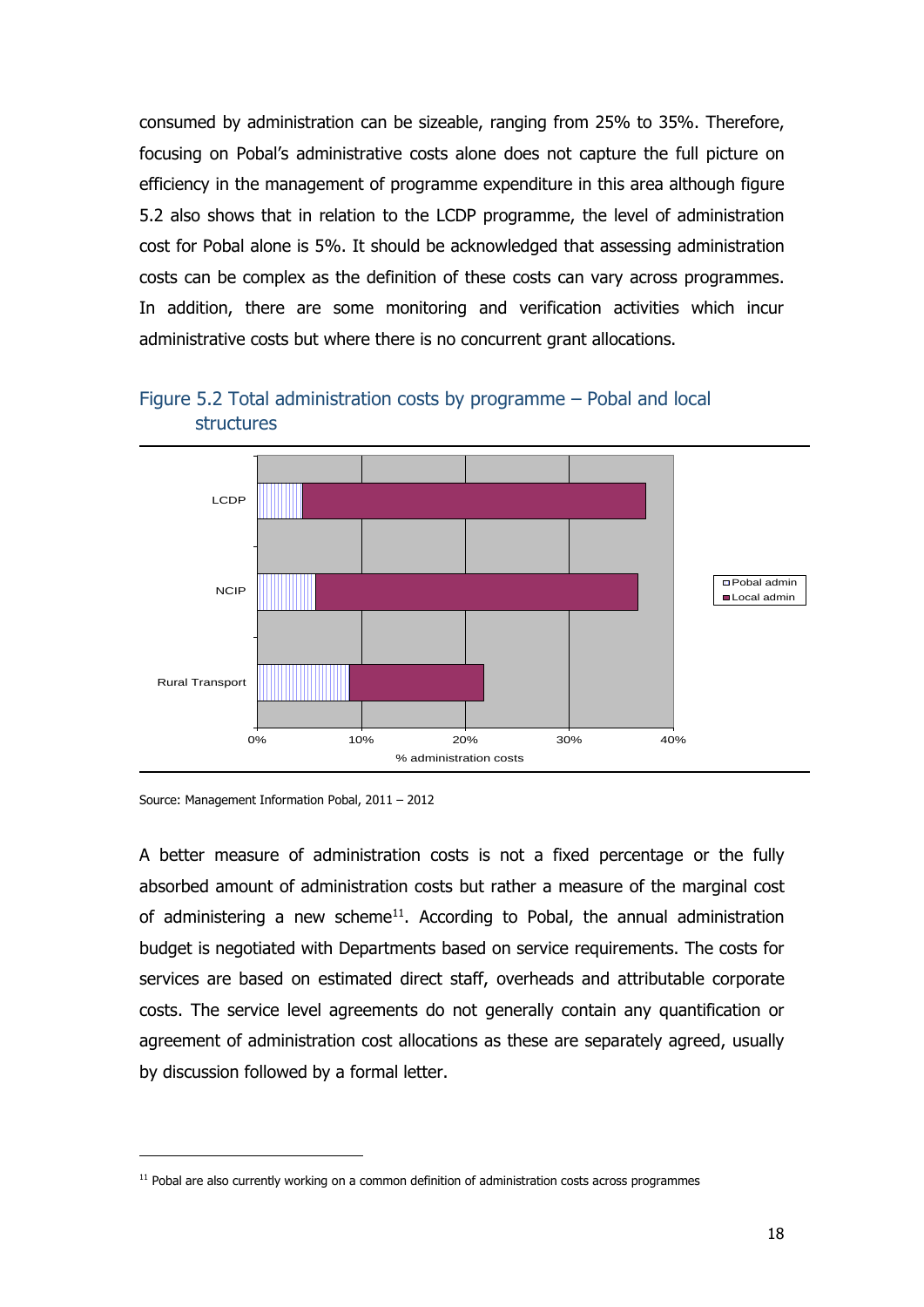consumed by administration can be sizeable, ranging from 25% to 35%. Therefore, focusing on Pobal's administrative costs alone does not capture the full picture on efficiency in the management of programme expenditure in this area although figure 5.2 also shows that in relation to the LCDP programme, the level of administration cost for Pobal alone is 5%. It should be acknowledged that assessing administration costs can be complex as the definition of these costs can vary across programmes. In addition, there are some monitoring and verification activities which incur administrative costs but where there is no concurrent grant allocations.

## Figure 5.2 Total administration costs by programme – Pobal and local structures

Source: Management Information Pobal, 2011 – 2012

A better measure of administration costs is not a fixed percentage or the fully absorbed amount of administration costs but rather a measure of the marginal cost of administering a new scheme[11]. According to Pobal, the annual administration budget is negotiated with Departments based on service requirements. The costs for services are based on estimated direct staff, overheads and attributable corporate costs. The service level agreements do not generally contain any quantification or agreement of administration cost allocations as these are separately agreed, usually by discussion followed by a formal letter.

[11] Pobal are also currently working on a common definition of administration costs across programmes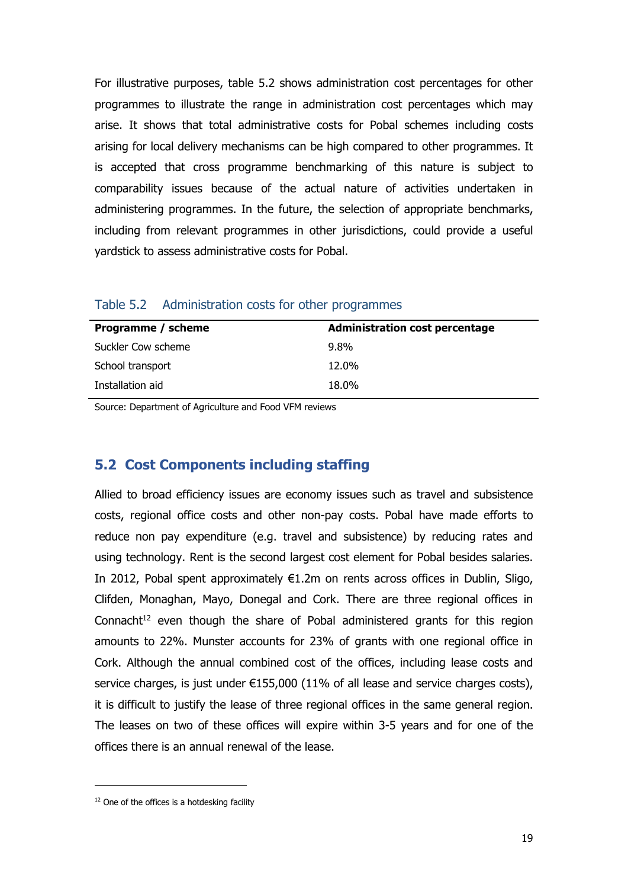For illustrative purposes, table 5.2 shows administration cost percentages for other programmes to illustrate the range in administration cost percentages which may arise. It shows that total administrative costs for Pobal schemes including costs arising for local delivery mechanisms can be high compared to other programmes. It is accepted that cross programme benchmarking of this nature is subject to comparability issues because of the actual nature of activities undertaken in administering programmes. In the future, the selection of appropriate benchmarks, including from relevant programmes in other jurisdictions, could provide a useful yardstick to assess administrative costs for Pobal.

Table 5.2 Administration costs for other programmes

| Programme / scheme | Administration cost percentage |
| --- | --- |
| Suckler Cow scheme | 9.8% |
| School transport | 12.0% |
| Installation aid | 18.0% |

Source: Department of Agriculture and Food VFM reviews

## 5.2 Cost Components including staffing

Allied to broad efficiency issues are economy issues such as travel and subsistence costs, regional office costs and other non-pay costs. Pobal have made efforts to reduce non pay expenditure (e.g. travel and subsistence) by reducing rates and using technology. Rent is the second largest cost element for Pobal besides salaries. In 2012, Pobal spent approximately €1.2m on rents across offices in Dublin, Sligo, Clifden, Monaghan, Mayo, Donegal and Cork. There are three regional offices in Connacht[12] even though the share of Pobal administered grants for this region amounts to 22%. Munster accounts for 23% of grants with one regional office in Cork. Although the annual combined cost of the offices, including lease costs and service charges, is just under €155,000 (11% of all lease and service charges costs), it is difficult to justify the lease of three regional offices in the same general region. The leases on two of these offices will expire within 3-5 years and for one of the offices there is an annual renewal of the lease.

[12] One of the offices is a hotdesking facility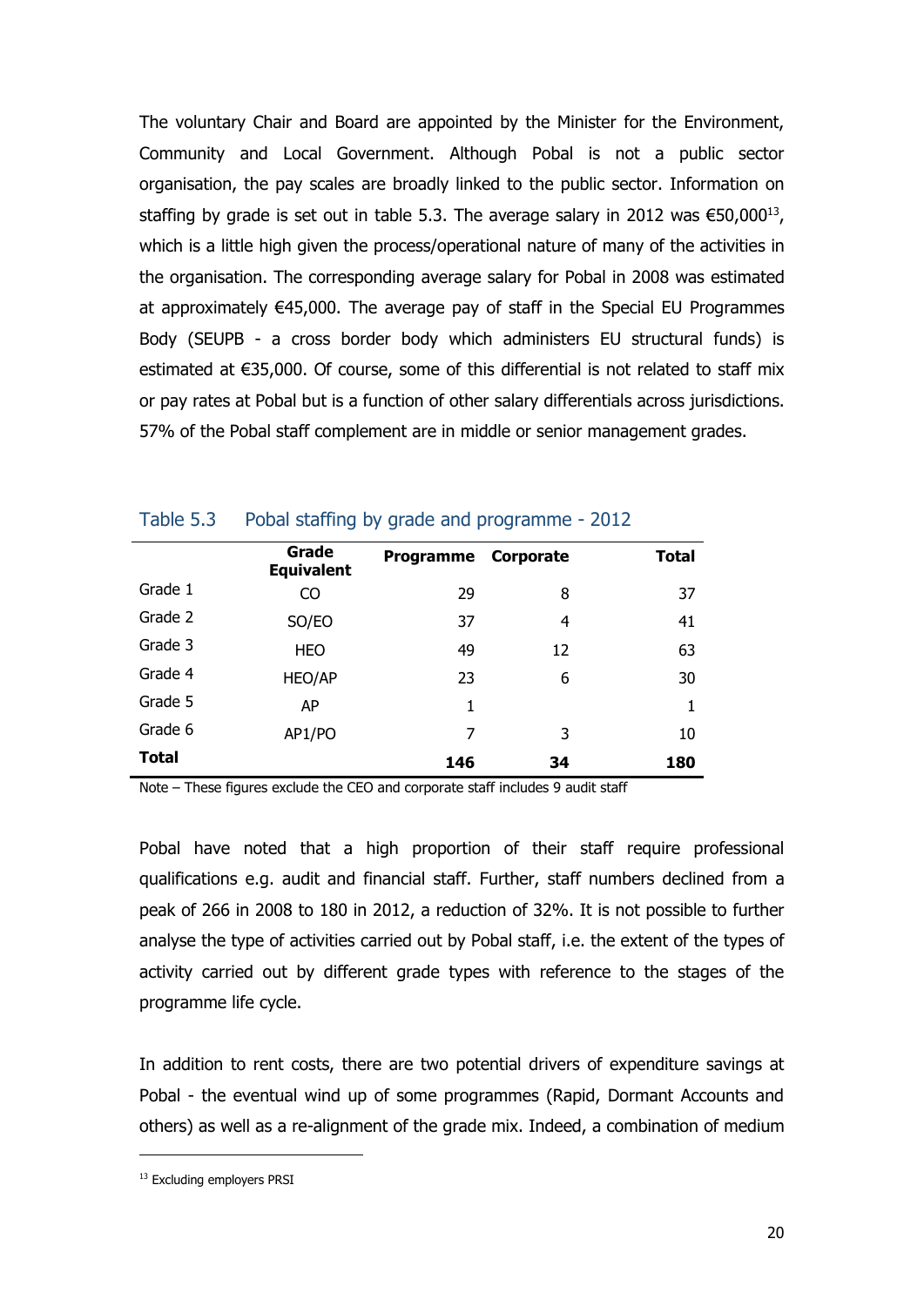The voluntary Chair and Board are appointed by the Minister for the Environment, Community and Local Government. Although Pobal is not a public sector organisation, the pay scales are broadly linked to the public sector. Information on staffing by grade is set out in table 5.3. The average salary in 2012 was €50,000[13], which is a little high given the process/operational nature of many of the activities in the organisation. The corresponding average salary for Pobal in 2008 was estimated at approximately €45,000. The average pay of staff in the Special EU Programmes Body (SEUPB - a cross border body which administers EU structural funds) is estimated at €35,000. Of course, some of this differential is not related to staff mix or pay rates at Pobal but is a function of other salary differentials across jurisdictions. 57% of the Pobal staff complement are in middle or senior management grades.

Table 5.3 Pobal staffing by grade and programme - 2012

| | Grade Equivalent | Programme | Corporate | Total |
|---|---|---|---|---|
| Grade 1 | CO | 29 | 8 | 37 |
| Grade 2 | SO/EO | 37 | 4 | 41 |
| Grade 3 | HEO | 49 | 12 | 63 |
| Grade 4 | HEO/AP | 23 | 6 | 30 |
| Grade 5 | AP | 1 | | 1 |
| Grade 6 | AP1/PO | 7 | 3 | 10 |
| **Total** | | **146** | **34** | **180** |

Note – These figures exclude the CEO and corporate staff includes 9 audit staff

Pobal have noted that a high proportion of their staff require professional qualifications e.g. audit and financial staff. Further, staff numbers declined from a peak of 266 in 2008 to 180 in 2012, a reduction of 32%. It is not possible to further analyse the type of activities carried out by Pobal staff, i.e. the extent of the types of activity carried out by different grade types with reference to the stages of the programme life cycle.

In addition to rent costs, there are two potential drivers of expenditure savings at Pobal - the eventual wind up of some programmes (Rapid, Dormant Accounts and others) as well as a re-alignment of the grade mix. Indeed, a combination of medium

[13] Excluding employers PRSI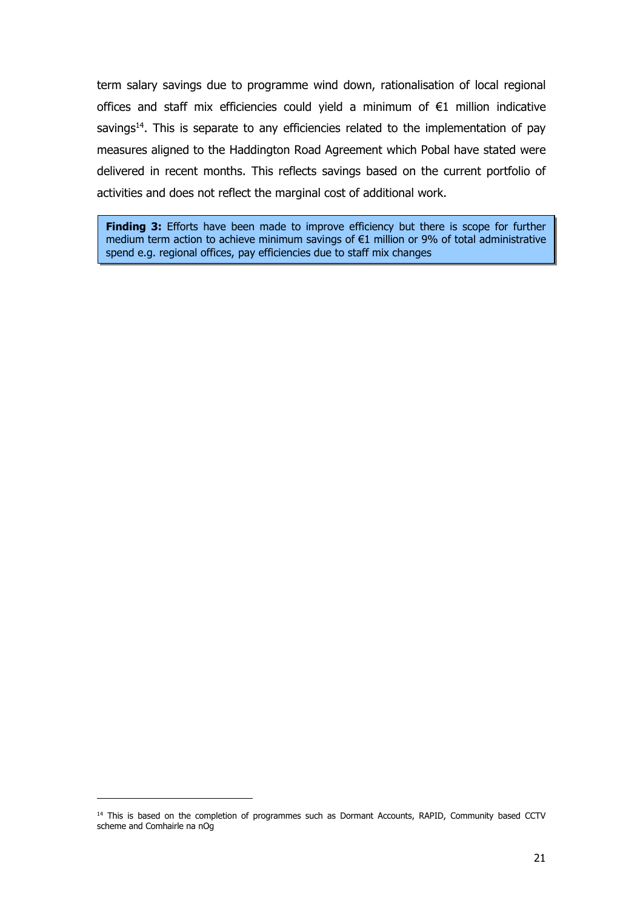term salary savings due to programme wind down, rationalisation of local regional offices and staff mix efficiencies could yield a minimum of €1 million indicative savings[14]. This is separate to any efficiencies related to the implementation of pay measures aligned to the Haddington Road Agreement which Pobal have stated were delivered in recent months. This reflects savings based on the current portfolio of activities and does not reflect the marginal cost of additional work.

> **Finding 3:** Efforts have been made to improve efficiency but there is scope for further medium term action to achieve minimum savings of €1 million or 9% of total administrative spend e.g. regional offices, pay efficiencies due to staff mix changes

[14] This is based on the completion of programmes such as Dormant Accounts, RAPID, Community based CCTV scheme and Comhairle na nOg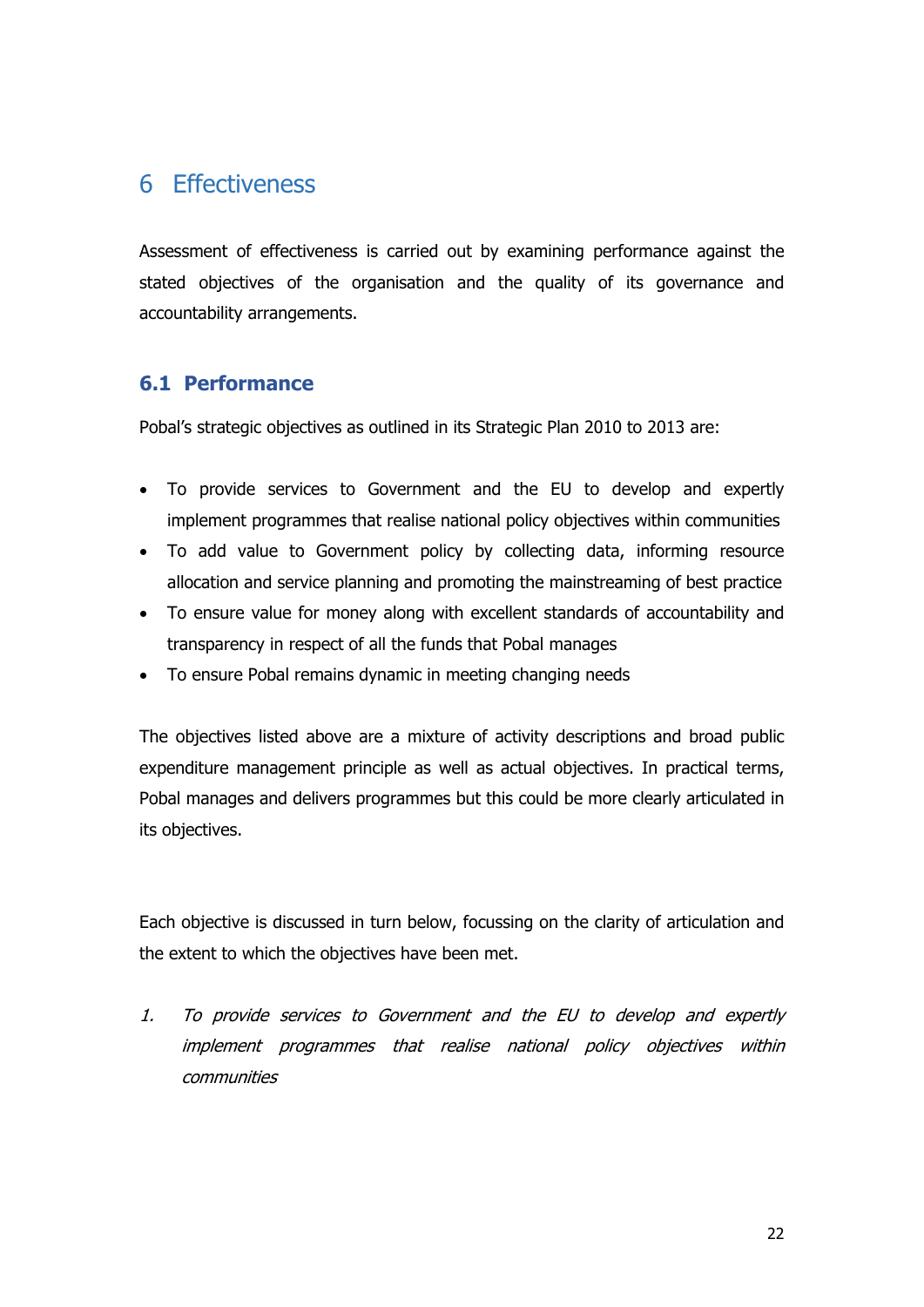# 6 Effectiveness

Assessment of effectiveness is carried out by examining performance against the stated objectives of the organisation and the quality of its governance and accountability arrangements.

## 6.1 Performance

Pobal's strategic objectives as outlined in its Strategic Plan 2010 to 2013 are:

- To provide services to Government and the EU to develop and expertly implement programmes that realise national policy objectives within communities
- To add value to Government policy by collecting data, informing resource allocation and service planning and promoting the mainstreaming of best practice
- To ensure value for money along with excellent standards of accountability and transparency in respect of all the funds that Pobal manages
- To ensure Pobal remains dynamic in meeting changing needs

The objectives listed above are a mixture of activity descriptions and broad public expenditure management principle as well as actual objectives. In practical terms, Pobal manages and delivers programmes but this could be more clearly articulated in its objectives.

Each objective is discussed in turn below, focussing on the clarity of articulation and the extent to which the objectives have been met.

1. *To provide services to Government and the EU to develop and expertly implement programmes that realise national policy objectives within communities*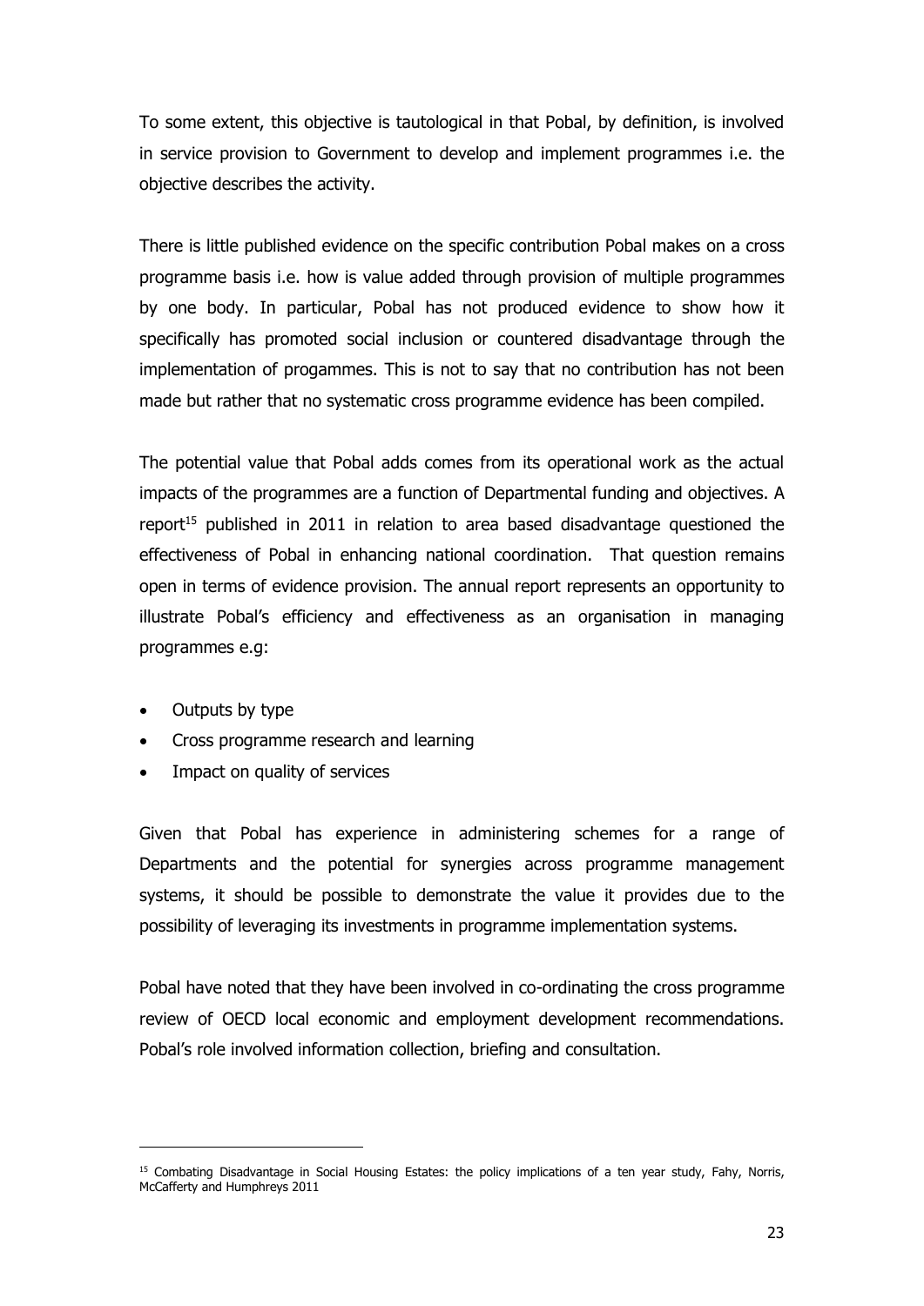To some extent, this objective is tautological in that Pobal, by definition, is involved in service provision to Government to develop and implement programmes i.e. the objective describes the activity.

There is little published evidence on the specific contribution Pobal makes on a cross programme basis i.e. how is value added through provision of multiple programmes by one body. In particular, Pobal has not produced evidence to show how it specifically has promoted social inclusion or countered disadvantage through the implementation of progammes. This is not to say that no contribution has not been made but rather that no systematic cross programme evidence has been compiled.

The potential value that Pobal adds comes from its operational work as the actual impacts of the programmes are a function of Departmental funding and objectives. A report[15] published in 2011 in relation to area based disadvantage questioned the effectiveness of Pobal in enhancing national coordination. That question remains open in terms of evidence provision. The annual report represents an opportunity to illustrate Pobal's efficiency and effectiveness as an organisation in managing programmes e.g:

- Outputs by type
- Cross programme research and learning
- Impact on quality of services

Given that Pobal has experience in administering schemes for a range of Departments and the potential for synergies across programme management systems, it should be possible to demonstrate the value it provides due to the possibility of leveraging its investments in programme implementation systems.

Pobal have noted that they have been involved in co-ordinating the cross programme review of OECD local economic and employment development recommendations. Pobal's role involved information collection, briefing and consultation.

[15] Combating Disadvantage in Social Housing Estates: the policy implications of a ten year study, Fahy, Norris, McCafferty and Humphreys 2011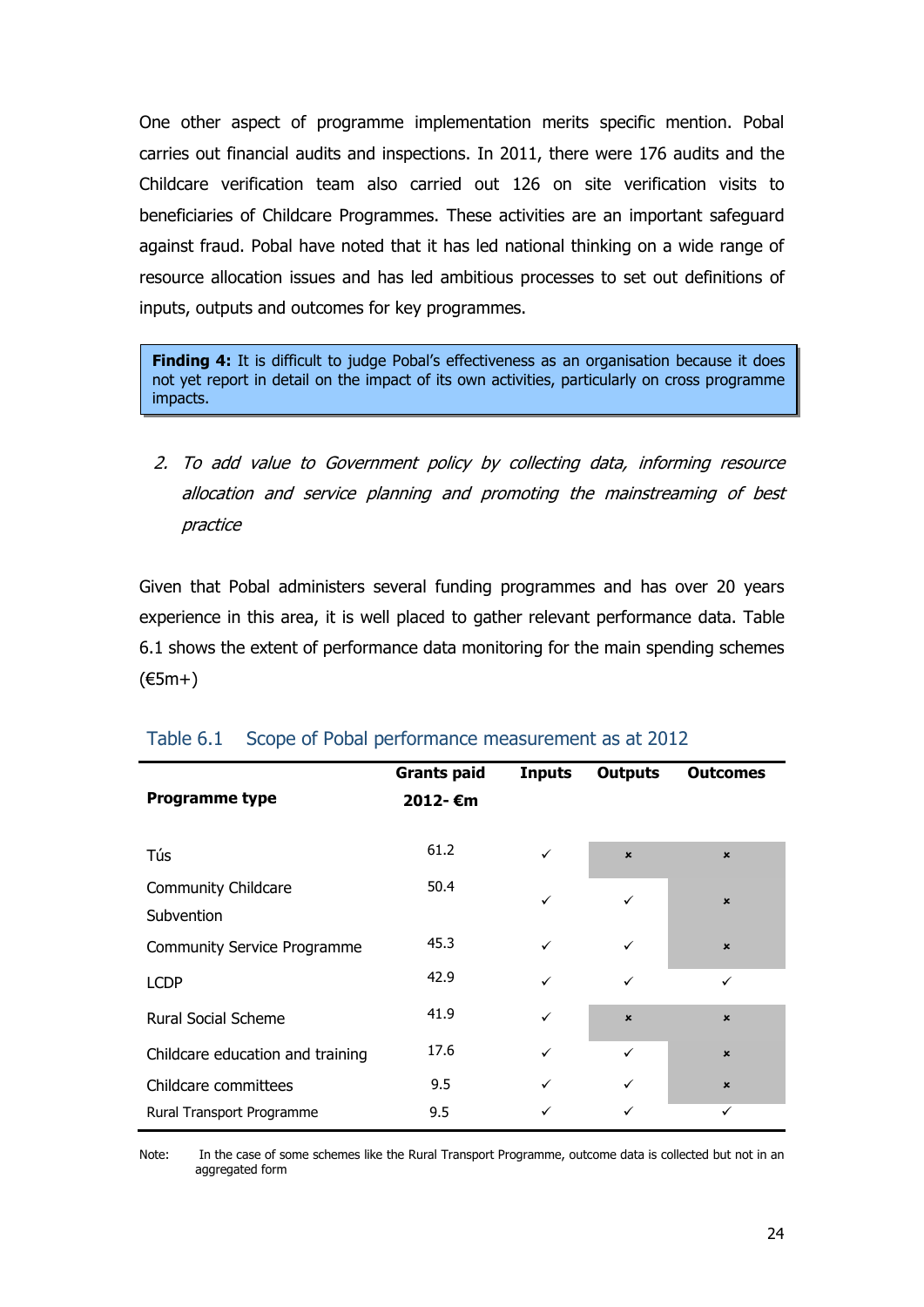One other aspect of programme implementation merits specific mention. Pobal carries out financial audits and inspections. In 2011, there were 176 audits and the Childcare verification team also carried out 126 on site verification visits to beneficiaries of Childcare Programmes. These activities are an important safeguard against fraud. Pobal have noted that it has led national thinking on a wide range of resource allocation issues and has led ambitious processes to set out definitions of inputs, outputs and outcomes for key programmes.

> **Finding 4:** It is difficult to judge Pobal's effectiveness as an organisation because it does not yet report in detail on the impact of its own activities, particularly on cross programme impacts.

2. *To add value to Government policy by collecting data, informing resource allocation and service planning and promoting the mainstreaming of best practice*

Given that Pobal administers several funding programmes and has over 20 years experience in this area, it is well placed to gather relevant performance data. Table 6.1 shows the extent of performance data monitoring for the main spending schemes (€5m+)

Table 6.1 Scope of Pobal performance measurement as at 2012

| Programme type | Grants paid 2012- €m | Inputs | Outputs | Outcomes |
|---|---|---|---|---|
| Tús | 61.2 | ✓ | × | × |
| Community Childcare Subvention | 50.4 | ✓ | ✓ | × |
| Community Service Programme | 45.3 | ✓ | ✓ | × |
| LCDP | 42.9 | ✓ | ✓ | ✓ |
| Rural Social Scheme | 41.9 | ✓ | × | × |
| Childcare education and training | 17.6 | ✓ | ✓ | × |
| Childcare committees | 9.5 | ✓ | ✓ | × |
| Rural Transport Programme | 9.5 | ✓ | ✓ | ✓ |

Note: In the case of some schemes like the Rural Transport Programme, outcome data is collected but not in an aggregated form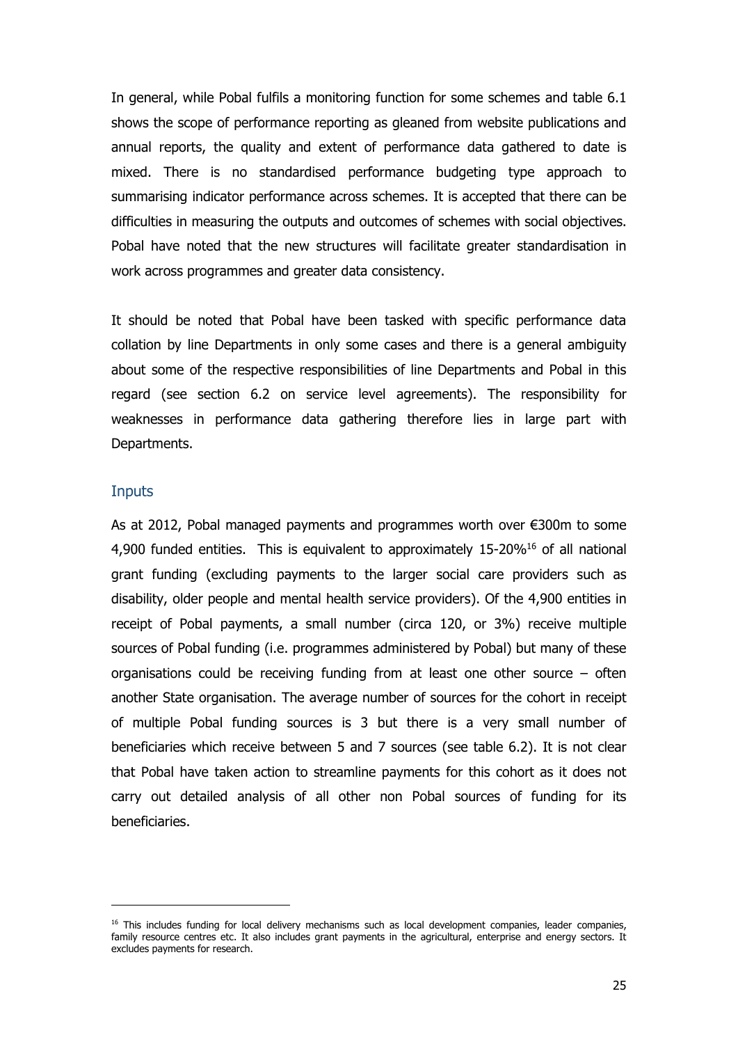In general, while Pobal fulfils a monitoring function for some schemes and table 6.1 shows the scope of performance reporting as gleaned from website publications and annual reports, the quality and extent of performance data gathered to date is mixed. There is no standardised performance budgeting type approach to summarising indicator performance across schemes. It is accepted that there can be difficulties in measuring the outputs and outcomes of schemes with social objectives. Pobal have noted that the new structures will facilitate greater standardisation in work across programmes and greater data consistency.

It should be noted that Pobal have been tasked with specific performance data collation by line Departments in only some cases and there is a general ambiguity about some of the respective responsibilities of line Departments and Pobal in this regard (see section 6.2 on service level agreements). The responsibility for weaknesses in performance data gathering therefore lies in large part with Departments.

### Inputs

As at 2012, Pobal managed payments and programmes worth over €300m to some 4,900 funded entities. This is equivalent to approximately 15-20%[16] of all national grant funding (excluding payments to the larger social care providers such as disability, older people and mental health service providers). Of the 4,900 entities in receipt of Pobal payments, a small number (circa 120, or 3%) receive multiple sources of Pobal funding (i.e. programmes administered by Pobal) but many of these organisations could be receiving funding from at least one other source – often another State organisation. The average number of sources for the cohort in receipt of multiple Pobal funding sources is 3 but there is a very small number of beneficiaries which receive between 5 and 7 sources (see table 6.2). It is not clear that Pobal have taken action to streamline payments for this cohort as it does not carry out detailed analysis of all other non Pobal sources of funding for its beneficiaries.

[16] This includes funding for local delivery mechanisms such as local development companies, leader companies, family resource centres etc. It also includes grant payments in the agricultural, enterprise and energy sectors. It excludes payments for research.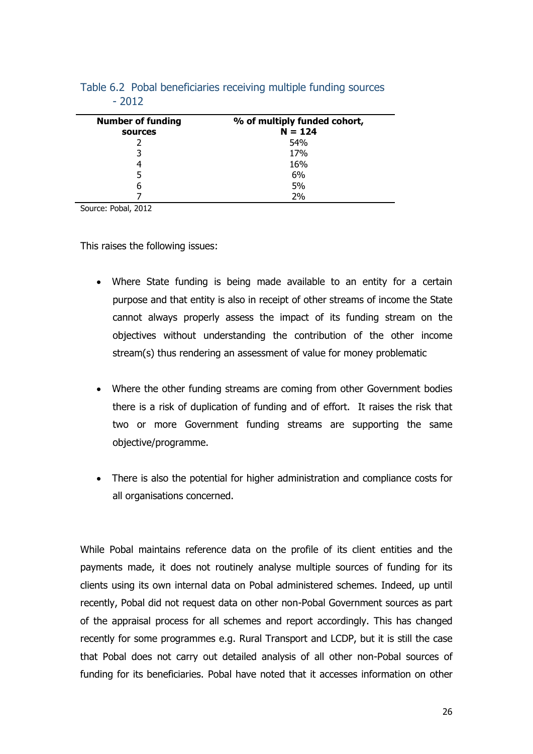Table 6.2 Pobal beneficiaries receiving multiple funding sources - 2012

| Number of funding sources | % of multiply funded cohort, N = 124 |
|---|---|
| 2 | 54% |
| 3 | 17% |
| 4 | 16% |
| 5 | 6% |
| 6 | 5% |
| 7 | 2% |

Source: Pobal, 2012

This raises the following issues:

- Where State funding is being made available to an entity for a certain purpose and that entity is also in receipt of other streams of income the State cannot always properly assess the impact of its funding stream on the objectives without understanding the contribution of the other income stream(s) thus rendering an assessment of value for money problematic

- Where the other funding streams are coming from other Government bodies there is a risk of duplication of funding and of effort. It raises the risk that two or more Government funding streams are supporting the same objective/programme.

- There is also the potential for higher administration and compliance costs for all organisations concerned.

While Pobal maintains reference data on the profile of its client entities and the payments made, it does not routinely analyse multiple sources of funding for its clients using its own internal data on Pobal administered schemes. Indeed, up until recently, Pobal did not request data on other non-Pobal Government sources as part of the appraisal process for all schemes and report accordingly. This has changed recently for some programmes e.g. Rural Transport and LCDP, but it is still the case that Pobal does not carry out detailed analysis of all other non-Pobal sources of funding for its beneficiaries. Pobal have noted that it accesses information on other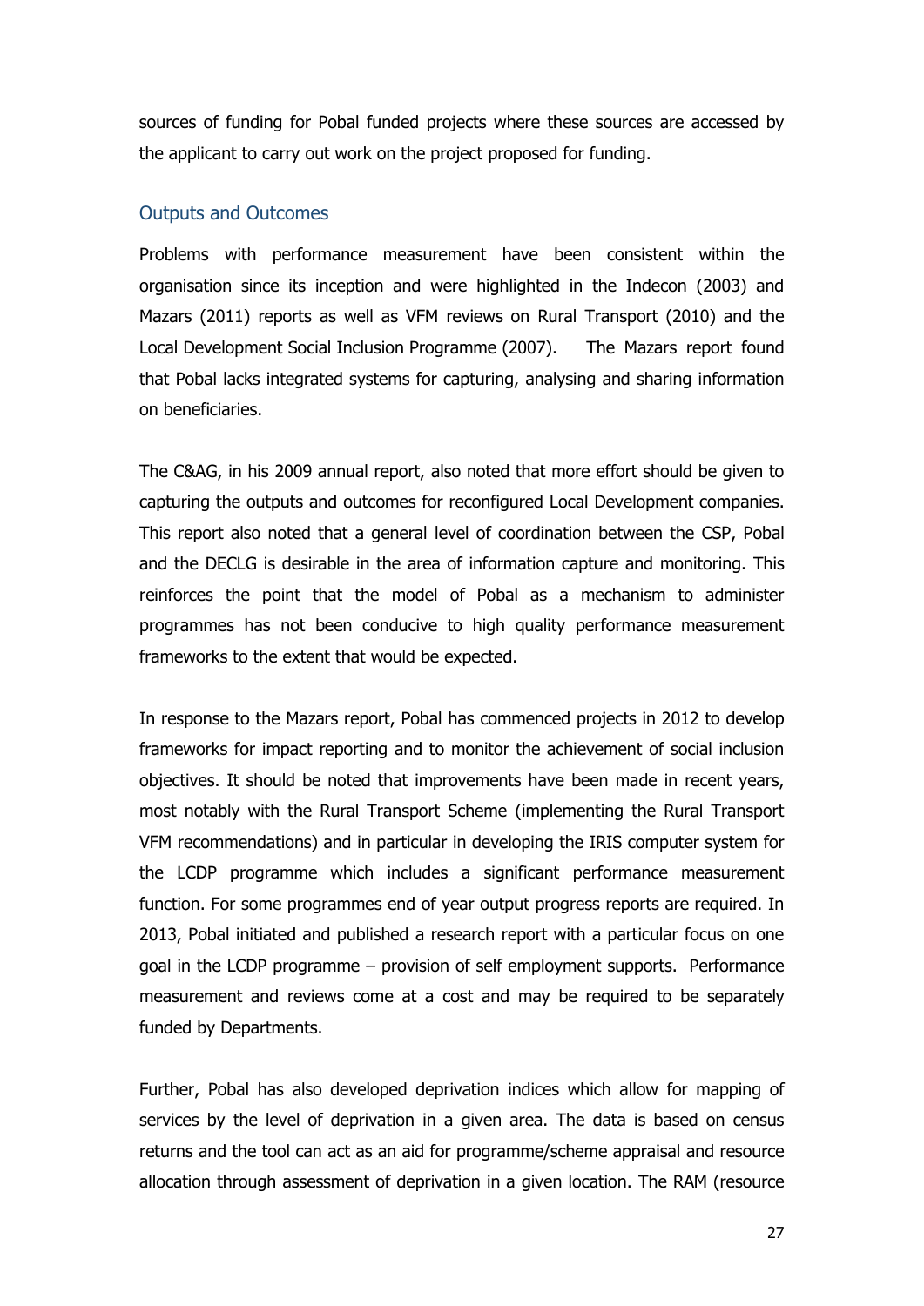sources of funding for Pobal funded projects where these sources are accessed by the applicant to carry out work on the project proposed for funding.

### Outputs and Outcomes

Problems with performance measurement have been consistent within the organisation since its inception and were highlighted in the Indecon (2003) and Mazars (2011) reports as well as VFM reviews on Rural Transport (2010) and the Local Development Social Inclusion Programme (2007). The Mazars report found that Pobal lacks integrated systems for capturing, analysing and sharing information on beneficiaries.

The C&AG, in his 2009 annual report, also noted that more effort should be given to capturing the outputs and outcomes for reconfigured Local Development companies. This report also noted that a general level of coordination between the CSP, Pobal and the DECLG is desirable in the area of information capture and monitoring. This reinforces the point that the model of Pobal as a mechanism to administer programmes has not been conducive to high quality performance measurement frameworks to the extent that would be expected.

In response to the Mazars report, Pobal has commenced projects in 2012 to develop frameworks for impact reporting and to monitor the achievement of social inclusion objectives. It should be noted that improvements have been made in recent years, most notably with the Rural Transport Scheme (implementing the Rural Transport VFM recommendations) and in particular in developing the IRIS computer system for the LCDP programme which includes a significant performance measurement function. For some programmes end of year output progress reports are required. In 2013, Pobal initiated and published a research report with a particular focus on one goal in the LCDP programme – provision of self employment supports. Performance measurement and reviews come at a cost and may be required to be separately funded by Departments.

Further, Pobal has also developed deprivation indices which allow for mapping of services by the level of deprivation in a given area. The data is based on census returns and the tool can act as an aid for programme/scheme appraisal and resource allocation through assessment of deprivation in a given location. The RAM (resource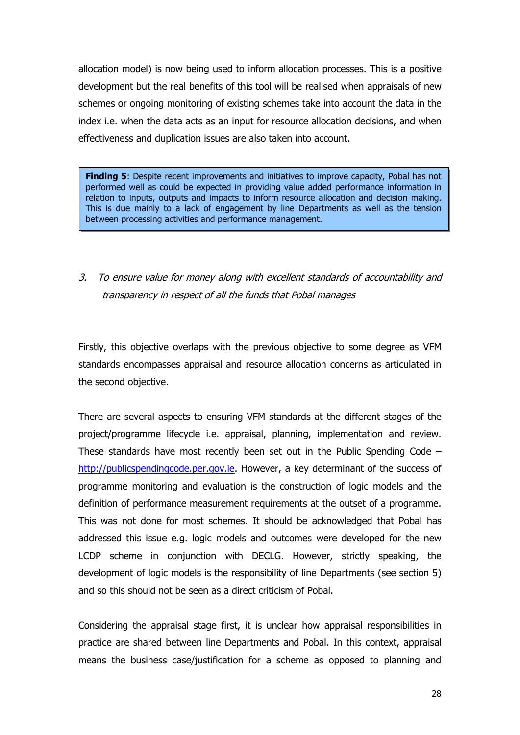allocation model) is now being used to inform allocation processes. This is a positive development but the real benefits of this tool will be realised when appraisals of new schemes or ongoing monitoring of existing schemes take into account the data in the index i.e. when the data acts as an input for resource allocation decisions, and when effectiveness and duplication issues are also taken into account.

> **Finding 5**: Despite recent improvements and initiatives to improve capacity, Pobal has not performed well as could be expected in providing value added performance information in relation to inputs, outputs and impacts to inform resource allocation and decision making. This is due mainly to a lack of engagement by line Departments as well as the tension between processing activities and performance management.

3. *To ensure value for money along with excellent standards of accountability and transparency in respect of all the funds that Pobal manages*

Firstly, this objective overlaps with the previous objective to some degree as VFM standards encompasses appraisal and resource allocation concerns as articulated in the second objective.

There are several aspects to ensuring VFM standards at the different stages of the project/programme lifecycle i.e. appraisal, planning, implementation and review. These standards have most recently been set out in the Public Spending Code – [http://publicspendingcode.per.gov.ie](http://publicspendingcode.per.gov.ie). However, a key determinant of the success of programme monitoring and evaluation is the construction of logic models and the definition of performance measurement requirements at the outset of a programme. This was not done for most schemes. It should be acknowledged that Pobal has addressed this issue e.g. logic models and outcomes were developed for the new LCDP scheme in conjunction with DECLG. However, strictly speaking, the development of logic models is the responsibility of line Departments (see section 5) and so this should not be seen as a direct criticism of Pobal.

Considering the appraisal stage first, it is unclear how appraisal responsibilities in practice are shared between line Departments and Pobal. In this context, appraisal means the business case/justification for a scheme as opposed to planning and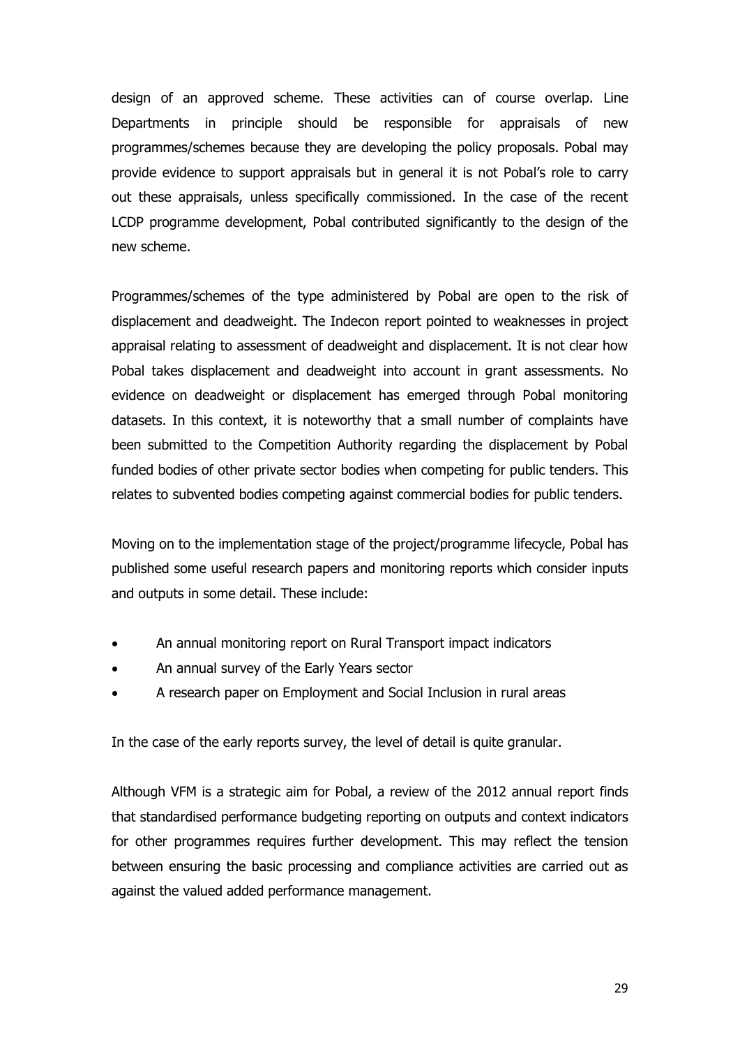design of an approved scheme. These activities can of course overlap. Line Departments in principle should be responsible for appraisals of new programmes/schemes because they are developing the policy proposals. Pobal may provide evidence to support appraisals but in general it is not Pobal's role to carry out these appraisals, unless specifically commissioned. In the case of the recent LCDP programme development, Pobal contributed significantly to the design of the new scheme.

Programmes/schemes of the type administered by Pobal are open to the risk of displacement and deadweight. The Indecon report pointed to weaknesses in project appraisal relating to assessment of deadweight and displacement. It is not clear how Pobal takes displacement and deadweight into account in grant assessments. No evidence on deadweight or displacement has emerged through Pobal monitoring datasets. In this context, it is noteworthy that a small number of complaints have been submitted to the Competition Authority regarding the displacement by Pobal funded bodies of other private sector bodies when competing for public tenders. This relates to subvented bodies competing against commercial bodies for public tenders.

Moving on to the implementation stage of the project/programme lifecycle, Pobal has published some useful research papers and monitoring reports which consider inputs and outputs in some detail. These include:

- An annual monitoring report on Rural Transport impact indicators
- An annual survey of the Early Years sector
- A research paper on Employment and Social Inclusion in rural areas

In the case of the early reports survey, the level of detail is quite granular.

Although VFM is a strategic aim for Pobal, a review of the 2012 annual report finds that standardised performance budgeting reporting on outputs and context indicators for other programmes requires further development. This may reflect the tension between ensuring the basic processing and compliance activities are carried out as against the valued added performance management.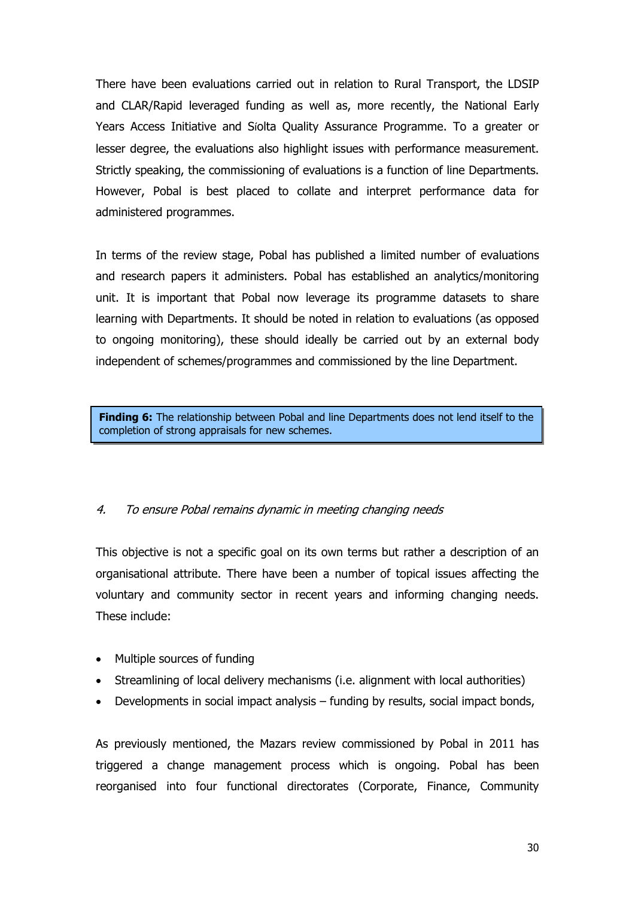There have been evaluations carried out in relation to Rural Transport, the LDSIP and CLAR/Rapid leveraged funding as well as, more recently, the National Early Years Access Initiative and Síolta Quality Assurance Programme. To a greater or lesser degree, the evaluations also highlight issues with performance measurement. Strictly speaking, the commissioning of evaluations is a function of line Departments. However, Pobal is best placed to collate and interpret performance data for administered programmes.

In terms of the review stage, Pobal has published a limited number of evaluations and research papers it administers. Pobal has established an analytics/monitoring unit. It is important that Pobal now leverage its programme datasets to share learning with Departments. It should be noted in relation to evaluations (as opposed to ongoing monitoring), these should ideally be carried out by an external body independent of schemes/programmes and commissioned by the line Department.

> **Finding 6:** The relationship between Pobal and line Departments does not lend itself to the completion of strong appraisals for new schemes.

*4. To ensure Pobal remains dynamic in meeting changing needs*

This objective is not a specific goal on its own terms but rather a description of an organisational attribute. There have been a number of topical issues affecting the voluntary and community sector in recent years and informing changing needs. These include:

- Multiple sources of funding
- Streamlining of local delivery mechanisms (i.e. alignment with local authorities)
- Developments in social impact analysis – funding by results, social impact bonds,

As previously mentioned, the Mazars review commissioned by Pobal in 2011 has triggered a change management process which is ongoing. Pobal has been reorganised into four functional directorates (Corporate, Finance, Community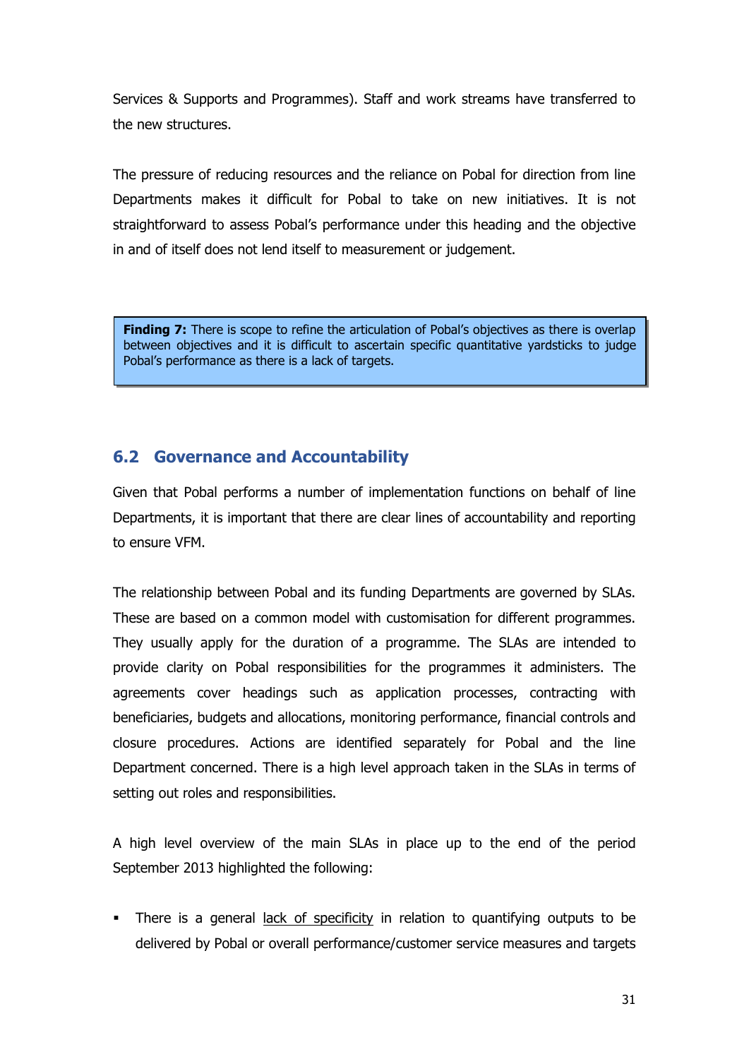Services & Supports and Programmes). Staff and work streams have transferred to the new structures.

The pressure of reducing resources and the reliance on Pobal for direction from line Departments makes it difficult for Pobal to take on new initiatives. It is not straightforward to assess Pobal's performance under this heading and the objective in and of itself does not lend itself to measurement or judgement.

> **Finding 7:** There is scope to refine the articulation of Pobal's objectives as there is overlap between objectives and it is difficult to ascertain specific quantitative yardsticks to judge Pobal's performance as there is a lack of targets.

## 6.2 Governance and Accountability

Given that Pobal performs a number of implementation functions on behalf of line Departments, it is important that there are clear lines of accountability and reporting to ensure VFM.

The relationship between Pobal and its funding Departments are governed by SLAs. These are based on a common model with customisation for different programmes. They usually apply for the duration of a programme. The SLAs are intended to provide clarity on Pobal responsibilities for the programmes it administers. The agreements cover headings such as application processes, contracting with beneficiaries, budgets and allocations, monitoring performance, financial controls and closure procedures. Actions are identified separately for Pobal and the line Department concerned. There is a high level approach taken in the SLAs in terms of setting out roles and responsibilities.

A high level overview of the main SLAs in place up to the end of the period September 2013 highlighted the following:

- There is a general <u>lack of specificity</u> in relation to quantifying outputs to be delivered by Pobal or overall performance/customer service measures and targets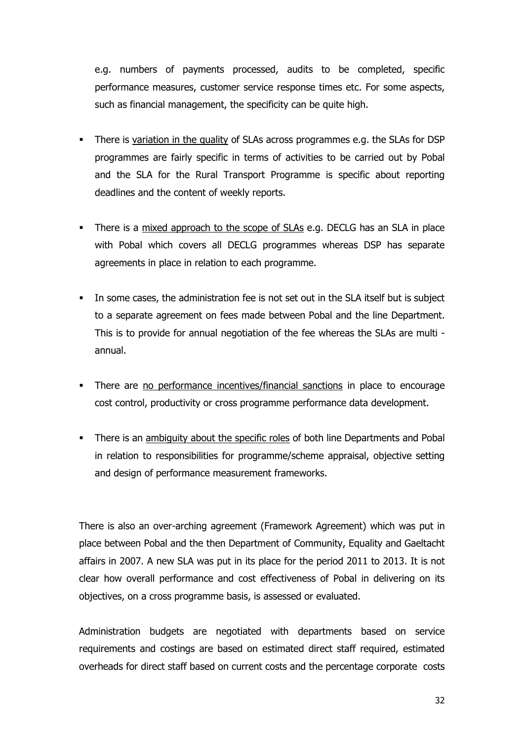e.g. numbers of payments processed, audits to be completed, specific performance measures, customer service response times etc. For some aspects, such as financial management, the specificity can be quite high.

- There is <u>variation in the quality</u> of SLAs across programmes e.g. the SLAs for DSP programmes are fairly specific in terms of activities to be carried out by Pobal and the SLA for the Rural Transport Programme is specific about reporting deadlines and the content of weekly reports.
- There is a <u>mixed approach to the scope of SLAs</u> e.g. DECLG has an SLA in place with Pobal which covers all DECLG programmes whereas DSP has separate agreements in place in relation to each programme.
- In some cases, the administration fee is not set out in the SLA itself but is subject to a separate agreement on fees made between Pobal and the line Department. This is to provide for annual negotiation of the fee whereas the SLAs are multi - annual.
- There are <u>no performance incentives/financial sanctions</u> in place to encourage cost control, productivity or cross programme performance data development.
- There is an <u>ambiguity about the specific roles</u> of both line Departments and Pobal in relation to responsibilities for programme/scheme appraisal, objective setting and design of performance measurement frameworks.

There is also an over-arching agreement (Framework Agreement) which was put in place between Pobal and the then Department of Community, Equality and Gaeltacht affairs in 2007. A new SLA was put in its place for the period 2011 to 2013. It is not clear how overall performance and cost effectiveness of Pobal in delivering on its objectives, on a cross programme basis, is assessed or evaluated.

Administration budgets are negotiated with departments based on service requirements and costings are based on estimated direct staff required, estimated overheads for direct staff based on current costs and the percentage corporate costs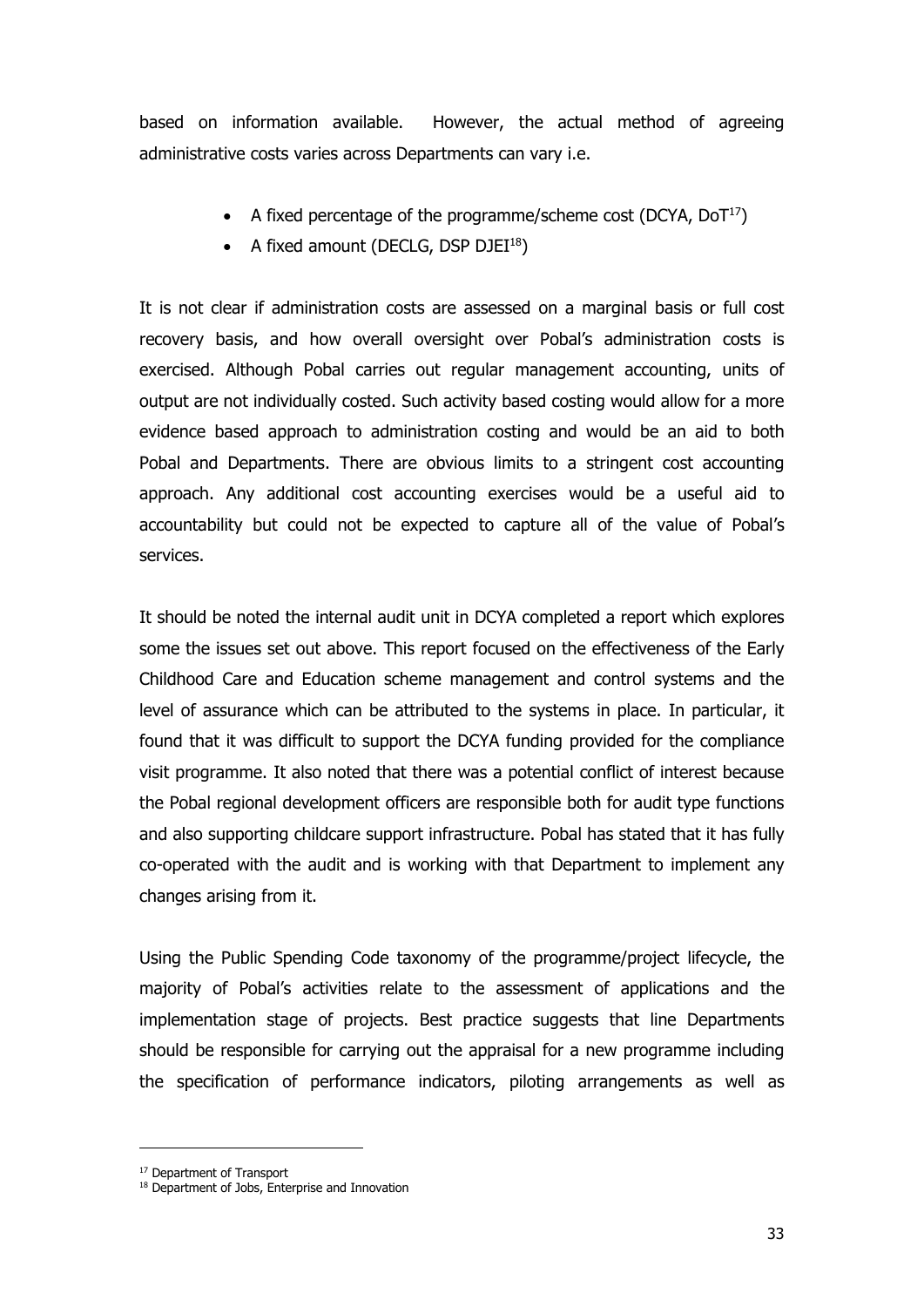based on information available. However, the actual method of agreeing administrative costs varies across Departments can vary i.e.

- A fixed percentage of the programme/scheme cost (DCYA, DoT[17])
- A fixed amount (DECLG, DSP DJEI[18])

It is not clear if administration costs are assessed on a marginal basis or full cost recovery basis, and how overall oversight over Pobal's administration costs is exercised. Although Pobal carries out regular management accounting, units of output are not individually costed. Such activity based costing would allow for a more evidence based approach to administration costing and would be an aid to both Pobal and Departments. There are obvious limits to a stringent cost accounting approach. Any additional cost accounting exercises would be a useful aid to accountability but could not be expected to capture all of the value of Pobal's services.

It should be noted the internal audit unit in DCYA completed a report which explores some the issues set out above. This report focused on the effectiveness of the Early Childhood Care and Education scheme management and control systems and the level of assurance which can be attributed to the systems in place. In particular, it found that it was difficult to support the DCYA funding provided for the compliance visit programme. It also noted that there was a potential conflict of interest because the Pobal regional development officers are responsible both for audit type functions and also supporting childcare support infrastructure. Pobal has stated that it has fully co-operated with the audit and is working with that Department to implement any changes arising from it.

Using the Public Spending Code taxonomy of the programme/project lifecycle, the majority of Pobal's activities relate to the assessment of applications and the implementation stage of projects. Best practice suggests that line Departments should be responsible for carrying out the appraisal for a new programme including the specification of performance indicators, piloting arrangements as well as

[17] Department of Transport
[18] Department of Jobs, Enterprise and Innovation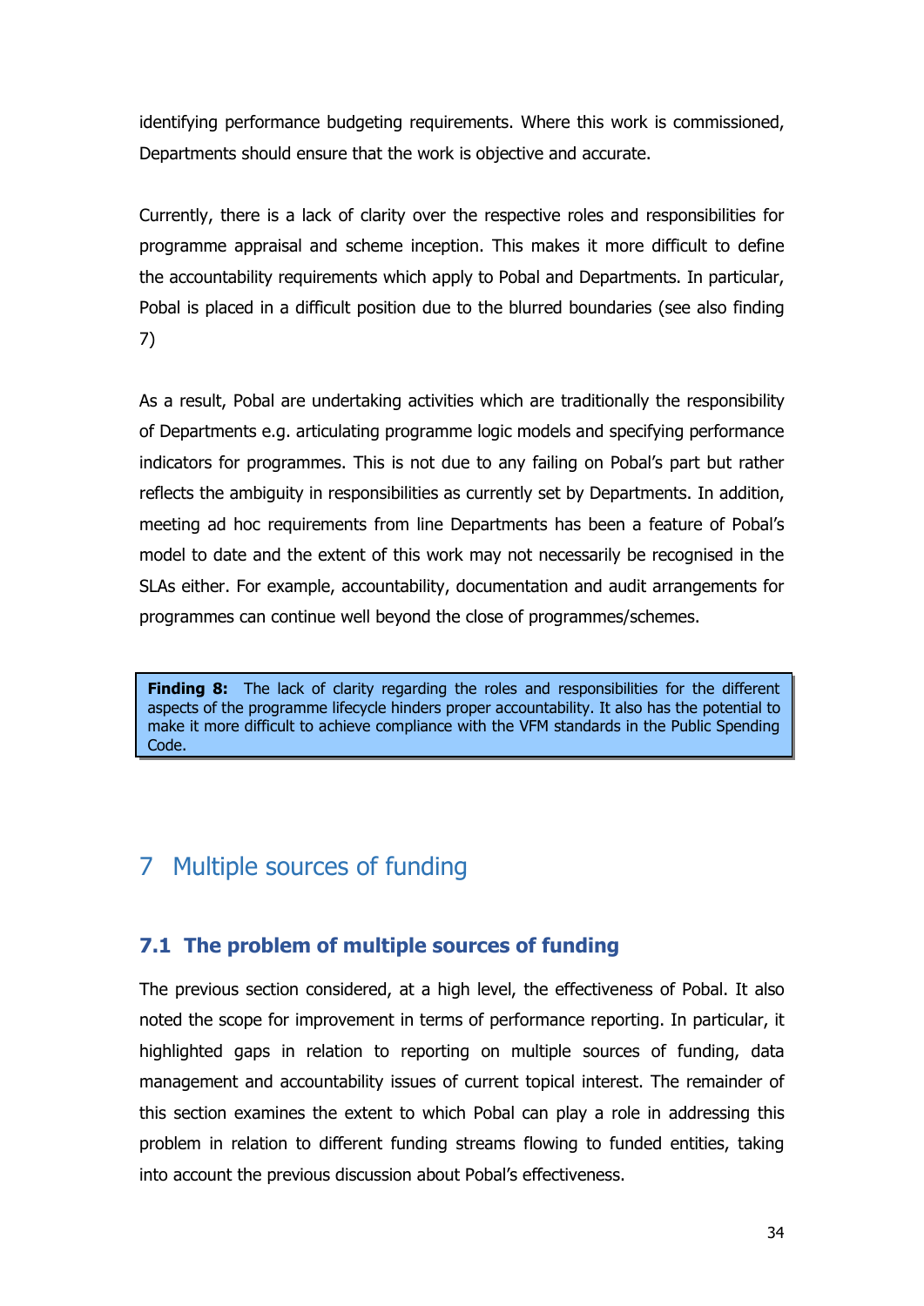identifying performance budgeting requirements. Where this work is commissioned, Departments should ensure that the work is objective and accurate.

Currently, there is a lack of clarity over the respective roles and responsibilities for programme appraisal and scheme inception. This makes it more difficult to define the accountability requirements which apply to Pobal and Departments. In particular, Pobal is placed in a difficult position due to the blurred boundaries (see also finding 7)

As a result, Pobal are undertaking activities which are traditionally the responsibility of Departments e.g. articulating programme logic models and specifying performance indicators for programmes. This is not due to any failing on Pobal's part but rather reflects the ambiguity in responsibilities as currently set by Departments. In addition, meeting ad hoc requirements from line Departments has been a feature of Pobal's model to date and the extent of this work may not necessarily be recognised in the SLAs either. For example, accountability, documentation and audit arrangements for programmes can continue well beyond the close of programmes/schemes.

> **Finding 8:** The lack of clarity regarding the roles and responsibilities for the different aspects of the programme lifecycle hinders proper accountability. It also has the potential to make it more difficult to achieve compliance with the VFM standards in the Public Spending Code.

# 7 Multiple sources of funding

## 7.1 The problem of multiple sources of funding

The previous section considered, at a high level, the effectiveness of Pobal. It also noted the scope for improvement in terms of performance reporting. In particular, it highlighted gaps in relation to reporting on multiple sources of funding, data management and accountability issues of current topical interest. The remainder of this section examines the extent to which Pobal can play a role in addressing this problem in relation to different funding streams flowing to funded entities, taking into account the previous discussion about Pobal's effectiveness.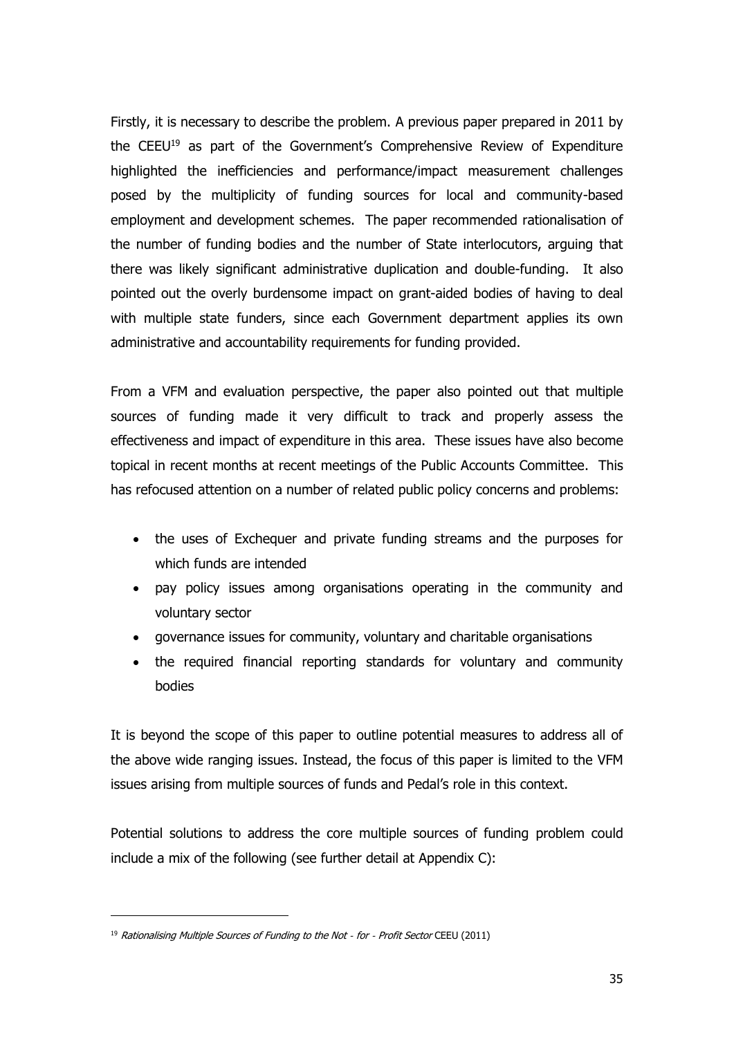Firstly, it is necessary to describe the problem. A previous paper prepared in 2011 by the CEEU[19] as part of the Government's Comprehensive Review of Expenditure highlighted the inefficiencies and performance/impact measurement challenges posed by the multiplicity of funding sources for local and community-based employment and development schemes. The paper recommended rationalisation of the number of funding bodies and the number of State interlocutors, arguing that there was likely significant administrative duplication and double-funding. It also pointed out the overly burdensome impact on grant-aided bodies of having to deal with multiple state funders, since each Government department applies its own administrative and accountability requirements for funding provided.

From a VFM and evaluation perspective, the paper also pointed out that multiple sources of funding made it very difficult to track and properly assess the effectiveness and impact of expenditure in this area. These issues have also become topical in recent months at recent meetings of the Public Accounts Committee. This has refocused attention on a number of related public policy concerns and problems:

- the uses of Exchequer and private funding streams and the purposes for which funds are intended
- pay policy issues among organisations operating in the community and voluntary sector
- governance issues for community, voluntary and charitable organisations
- the required financial reporting standards for voluntary and community bodies

It is beyond the scope of this paper to outline potential measures to address all of the above wide ranging issues. Instead, the focus of this paper is limited to the VFM issues arising from multiple sources of funds and Pedal's role in this context.

Potential solutions to address the core multiple sources of funding problem could include a mix of the following (see further detail at Appendix C):

[19] *Rationalising Multiple Sources of Funding to the Not - for - Profit Sector* CEEU (2011)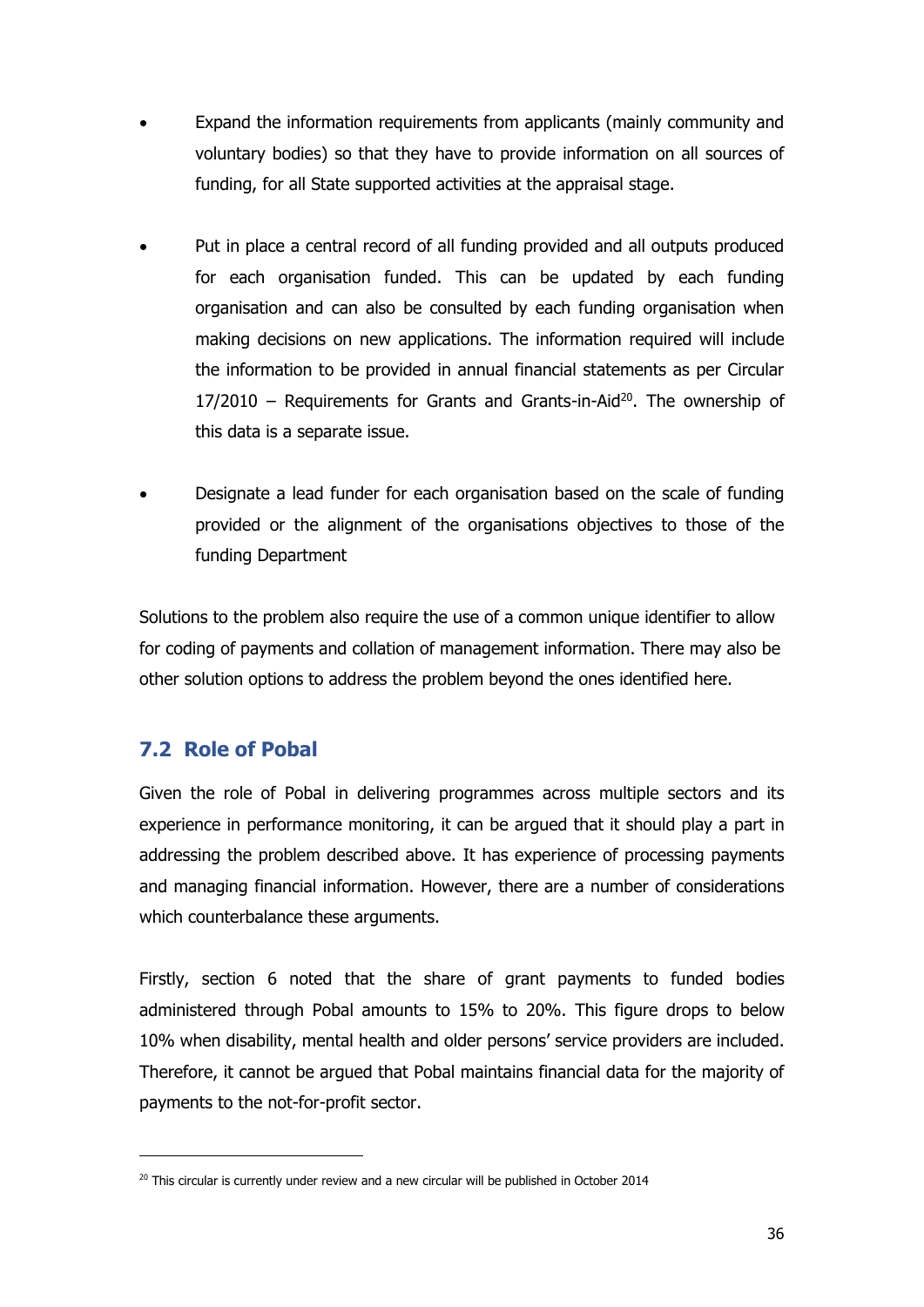- Expand the information requirements from applicants (mainly community and voluntary bodies) so that they have to provide information on all sources of funding, for all State supported activities at the appraisal stage.

- Put in place a central record of all funding provided and all outputs produced for each organisation funded. This can be updated by each funding organisation and can also be consulted by each funding organisation when making decisions on new applications. The information required will include the information to be provided in annual financial statements as per Circular 17/2010 – Requirements for Grants and Grants-in-Aid[20]. The ownership of this data is a separate issue.

- Designate a lead funder for each organisation based on the scale of funding provided or the alignment of the organisations objectives to those of the funding Department

Solutions to the problem also require the use of a common unique identifier to allow for coding of payments and collation of management information. There may also be other solution options to address the problem beyond the ones identified here.

## 7.2 Role of Pobal

Given the role of Pobal in delivering programmes across multiple sectors and its experience in performance monitoring, it can be argued that it should play a part in addressing the problem described above. It has experience of processing payments and managing financial information. However, there are a number of considerations which counterbalance these arguments.

Firstly, section 6 noted that the share of grant payments to funded bodies administered through Pobal amounts to 15% to 20%. This figure drops to below 10% when disability, mental health and older persons' service providers are included. Therefore, it cannot be argued that Pobal maintains financial data for the majority of payments to the not-for-profit sector.

[20] This circular is currently under review and a new circular will be published in October 2014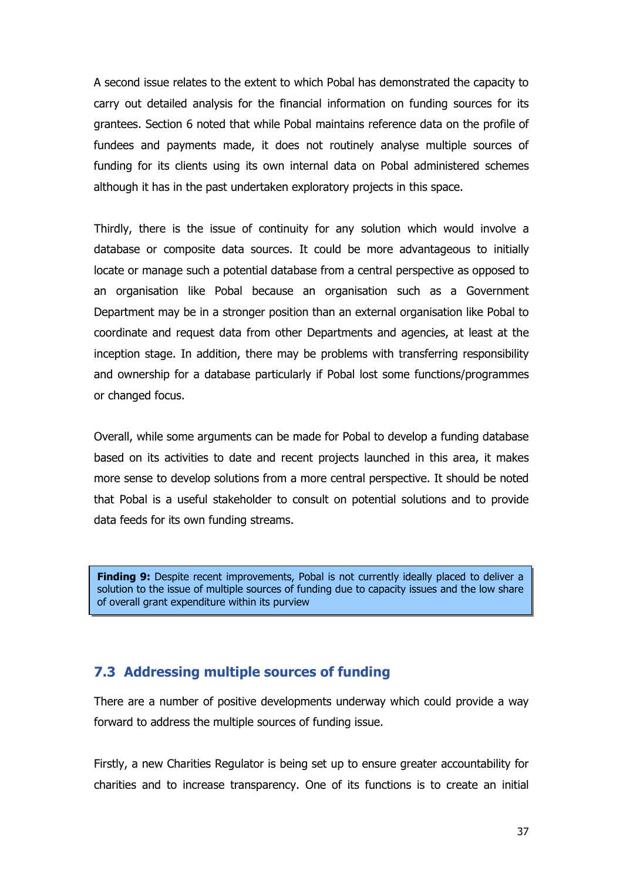A second issue relates to the extent to which Pobal has demonstrated the capacity to carry out detailed analysis for the financial information on funding sources for its grantees. Section 6 noted that while Pobal maintains reference data on the profile of fundees and payments made, it does not routinely analyse multiple sources of funding for its clients using its own internal data on Pobal administered schemes although it has in the past undertaken exploratory projects in this space.

Thirdly, there is the issue of continuity for any solution which would involve a database or composite data sources. It could be more advantageous to initially locate or manage such a potential database from a central perspective as opposed to an organisation like Pobal because an organisation such as a Government Department may be in a stronger position than an external organisation like Pobal to coordinate and request data from other Departments and agencies, at least at the inception stage. In addition, there may be problems with transferring responsibility and ownership for a database particularly if Pobal lost some functions/programmes or changed focus.

Overall, while some arguments can be made for Pobal to develop a funding database based on its activities to date and recent projects launched in this area, it makes more sense to develop solutions from a more central perspective. It should be noted that Pobal is a useful stakeholder to consult on potential solutions and to provide data feeds for its own funding streams.

> **Finding 9:** Despite recent improvements, Pobal is not currently ideally placed to deliver a solution to the issue of multiple sources of funding due to capacity issues and the low share of overall grant expenditure within its purview

## 7.3 Addressing multiple sources of funding

There are a number of positive developments underway which could provide a way forward to address the multiple sources of funding issue.

Firstly, a new Charities Regulator is being set up to ensure greater accountability for charities and to increase transparency. One of its functions is to create an initial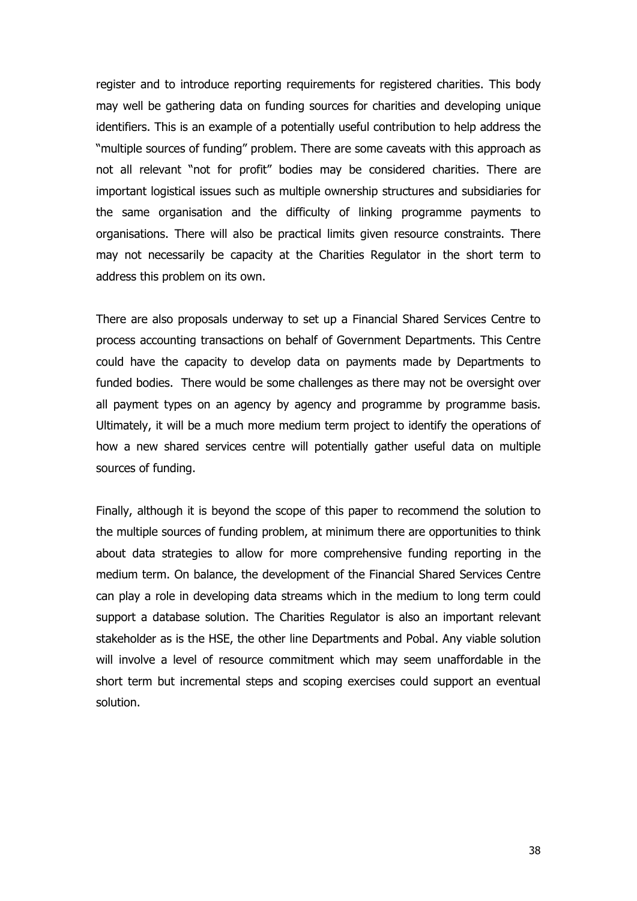register and to introduce reporting requirements for registered charities. This body may well be gathering data on funding sources for charities and developing unique identifiers. This is an example of a potentially useful contribution to help address the "multiple sources of funding" problem. There are some caveats with this approach as not all relevant "not for profit" bodies may be considered charities. There are important logistical issues such as multiple ownership structures and subsidiaries for the same organisation and the difficulty of linking programme payments to organisations. There will also be practical limits given resource constraints. There may not necessarily be capacity at the Charities Regulator in the short term to address this problem on its own.

There are also proposals underway to set up a Financial Shared Services Centre to process accounting transactions on behalf of Government Departments. This Centre could have the capacity to develop data on payments made by Departments to funded bodies. There would be some challenges as there may not be oversight over all payment types on an agency by agency and programme by programme basis. Ultimately, it will be a much more medium term project to identify the operations of how a new shared services centre will potentially gather useful data on multiple sources of funding.

Finally, although it is beyond the scope of this paper to recommend the solution to the multiple sources of funding problem, at minimum there are opportunities to think about data strategies to allow for more comprehensive funding reporting in the medium term. On balance, the development of the Financial Shared Services Centre can play a role in developing data streams which in the medium to long term could support a database solution. The Charities Regulator is also an important relevant stakeholder as is the HSE, the other line Departments and Pobal. Any viable solution will involve a level of resource commitment which may seem unaffordable in the short term but incremental steps and scoping exercises could support an eventual solution.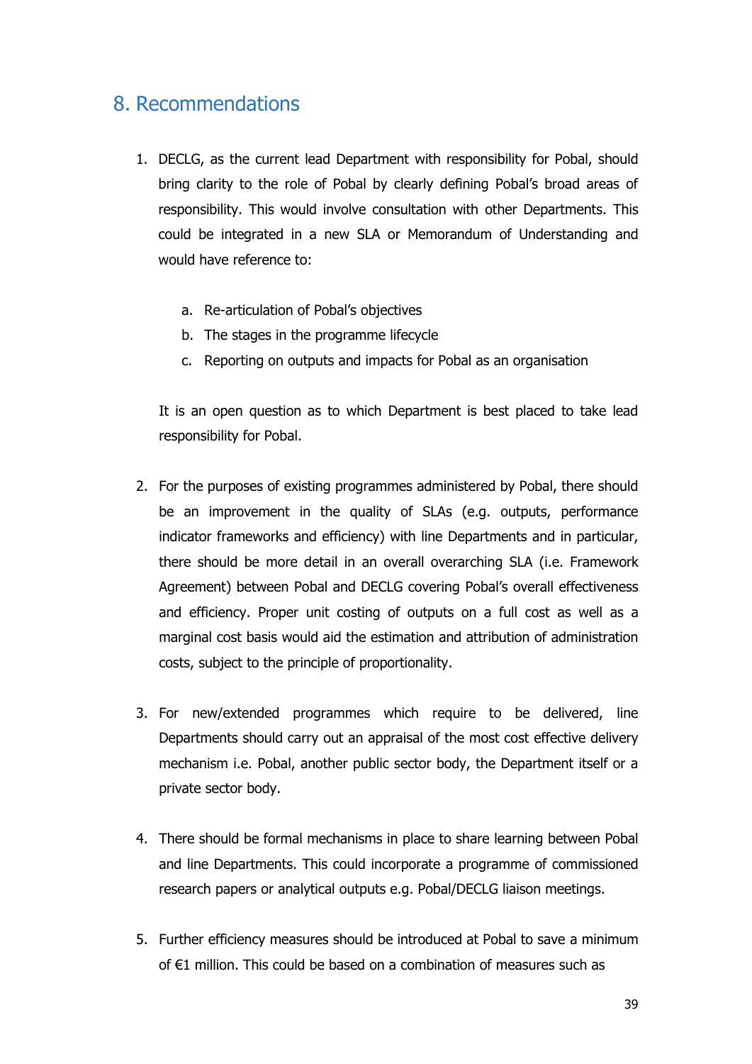## 8. Recommendations

1. DECLG, as the current lead Department with responsibility for Pobal, should bring clarity to the role of Pobal by clearly defining Pobal's broad areas of responsibility. This would involve consultation with other Departments. This could be integrated in a new SLA or Memorandum of Understanding and would have reference to:

   a. Re-articulation of Pobal's objectives
   b. The stages in the programme lifecycle
   c. Reporting on outputs and impacts for Pobal as an organisation

   It is an open question as to which Department is best placed to take lead responsibility for Pobal.

2. For the purposes of existing programmes administered by Pobal, there should be an improvement in the quality of SLAs (e.g. outputs, performance indicator frameworks and efficiency) with line Departments and in particular, there should be more detail in an overall overarching SLA (i.e. Framework Agreement) between Pobal and DECLG covering Pobal's overall effectiveness and efficiency. Proper unit costing of outputs on a full cost as well as a marginal cost basis would aid the estimation and attribution of administration costs, subject to the principle of proportionality.

3. For new/extended programmes which require to be delivered, line Departments should carry out an appraisal of the most cost effective delivery mechanism i.e. Pobal, another public sector body, the Department itself or a private sector body.

4. There should be formal mechanisms in place to share learning between Pobal and line Departments. This could incorporate a programme of commissioned research papers or analytical outputs e.g. Pobal/DECLG liaison meetings.

5. Further efficiency measures should be introduced at Pobal to save a minimum of €1 million. This could be based on a combination of measures such as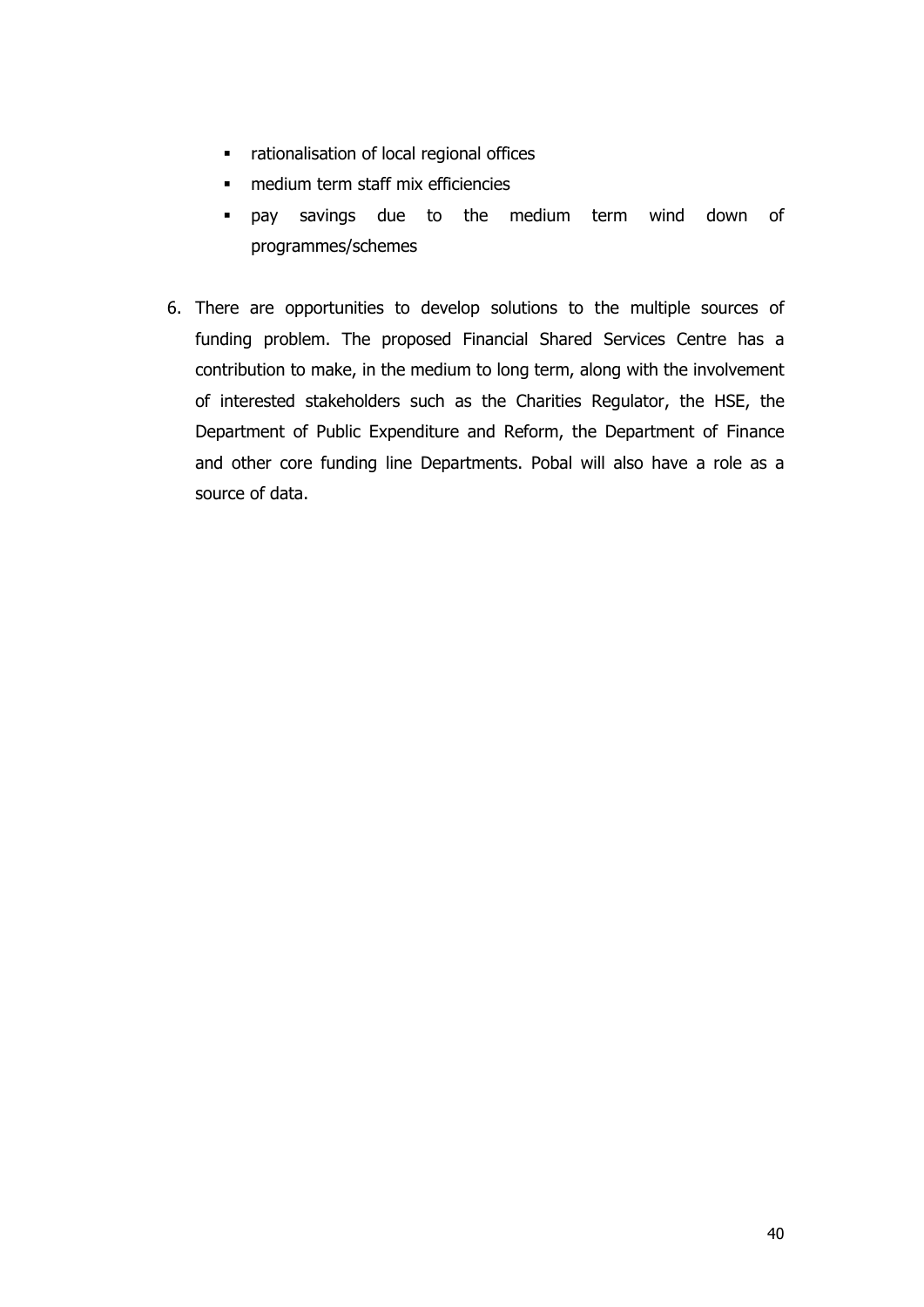- rationalisation of local regional offices
- medium term staff mix efficiencies
- pay savings due to the medium term wind down of programmes/schemes

6. There are opportunities to develop solutions to the multiple sources of funding problem. The proposed Financial Shared Services Centre has a contribution to make, in the medium to long term, along with the involvement of interested stakeholders such as the Charities Regulator, the HSE, the Department of Public Expenditure and Reform, the Department of Finance and other core funding line Departments. Pobal will also have a role as a source of data.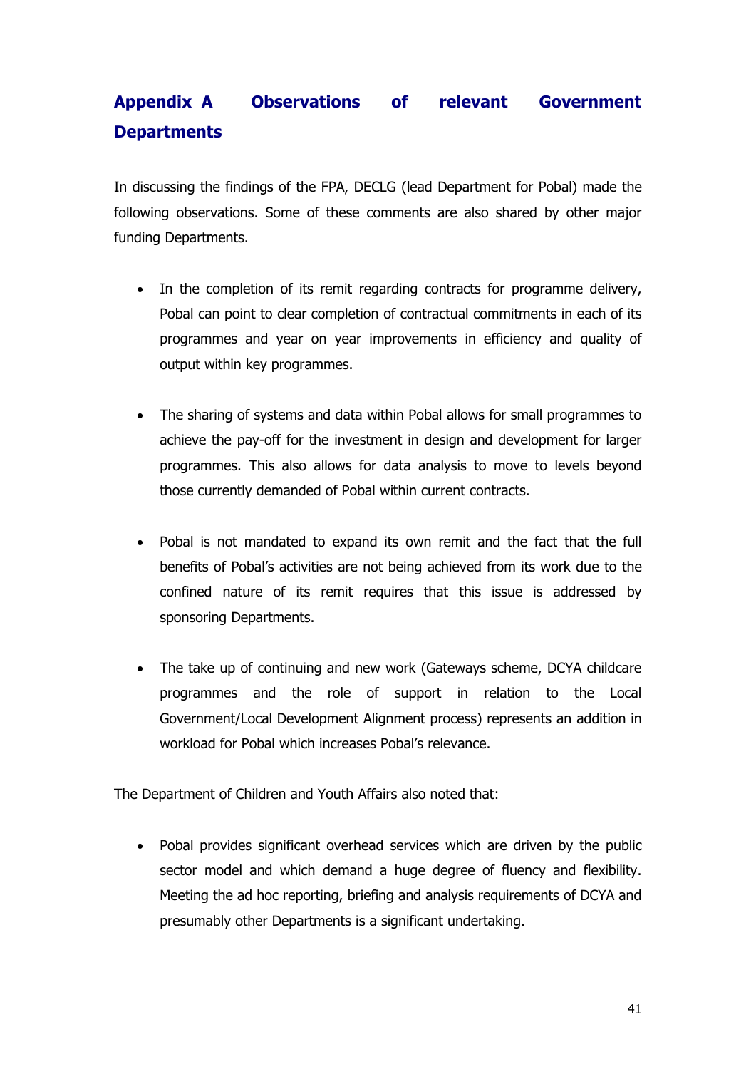## Appendix A Observations of relevant Government Departments

In discussing the findings of the FPA, DECLG (lead Department for Pobal) made the following observations. Some of these comments are also shared by other major funding Departments.

- In the completion of its remit regarding contracts for programme delivery, Pobal can point to clear completion of contractual commitments in each of its programmes and year on year improvements in efficiency and quality of output within key programmes.

- The sharing of systems and data within Pobal allows for small programmes to achieve the pay-off for the investment in design and development for larger programmes. This also allows for data analysis to move to levels beyond those currently demanded of Pobal within current contracts.

- Pobal is not mandated to expand its own remit and the fact that the full benefits of Pobal's activities are not being achieved from its work due to the confined nature of its remit requires that this issue is addressed by sponsoring Departments.

- The take up of continuing and new work (Gateways scheme, DCYA childcare programmes and the role of support in relation to the Local Government/Local Development Alignment process) represents an addition in workload for Pobal which increases Pobal's relevance.

The Department of Children and Youth Affairs also noted that:

- Pobal provides significant overhead services which are driven by the public sector model and which demand a huge degree of fluency and flexibility. Meeting the ad hoc reporting, briefing and analysis requirements of DCYA and presumably other Departments is a significant undertaking.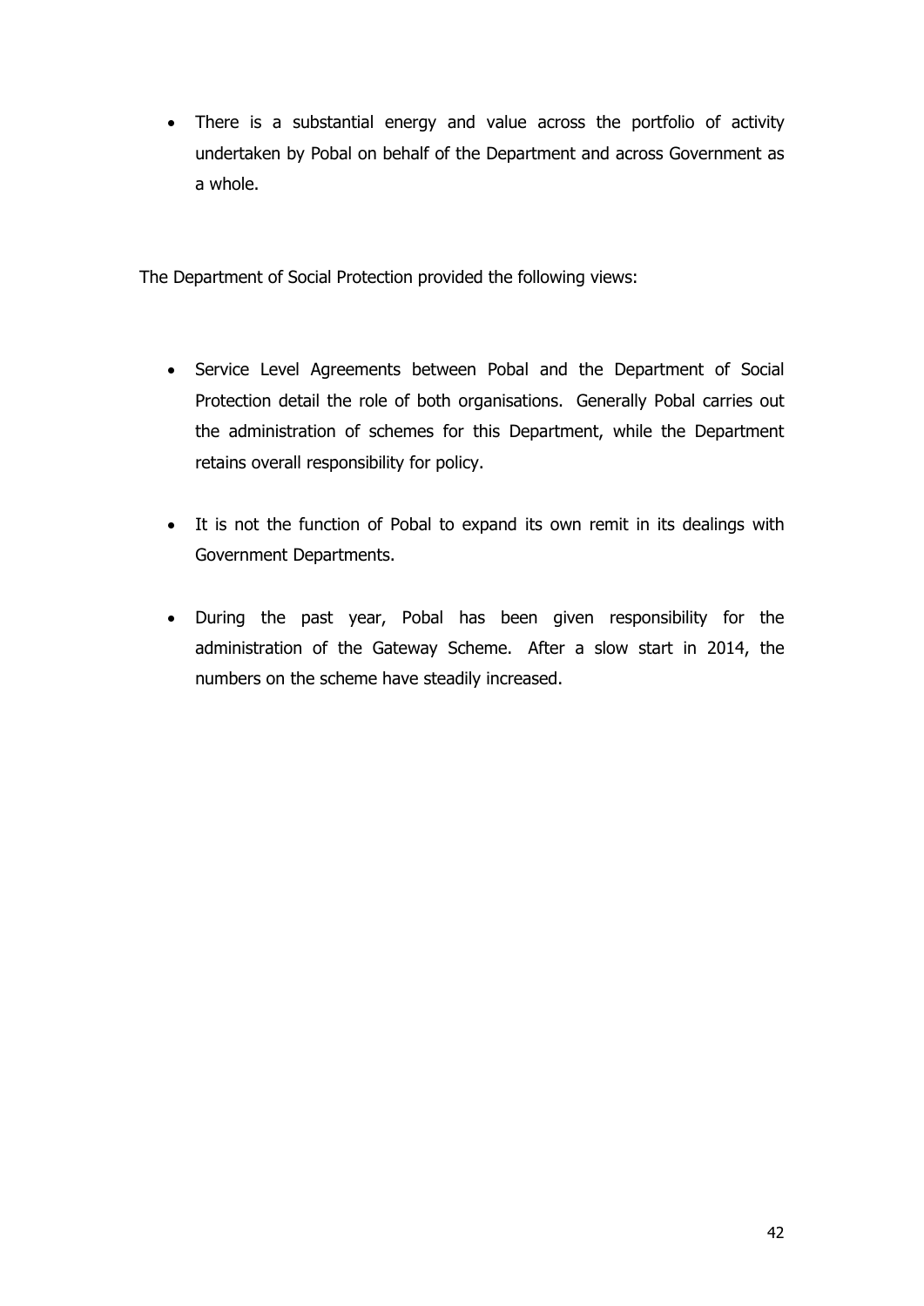- There is a substantial energy and value across the portfolio of activity undertaken by Pobal on behalf of the Department and across Government as a whole.

The Department of Social Protection provided the following views:

- Service Level Agreements between Pobal and the Department of Social Protection detail the role of both organisations. Generally Pobal carries out the administration of schemes for this Department, while the Department retains overall responsibility for policy.

- It is not the function of Pobal to expand its own remit in its dealings with Government Departments.

- During the past year, Pobal has been given responsibility for the administration of the Gateway Scheme. After a slow start in 2014, the numbers on the scheme have steadily increased.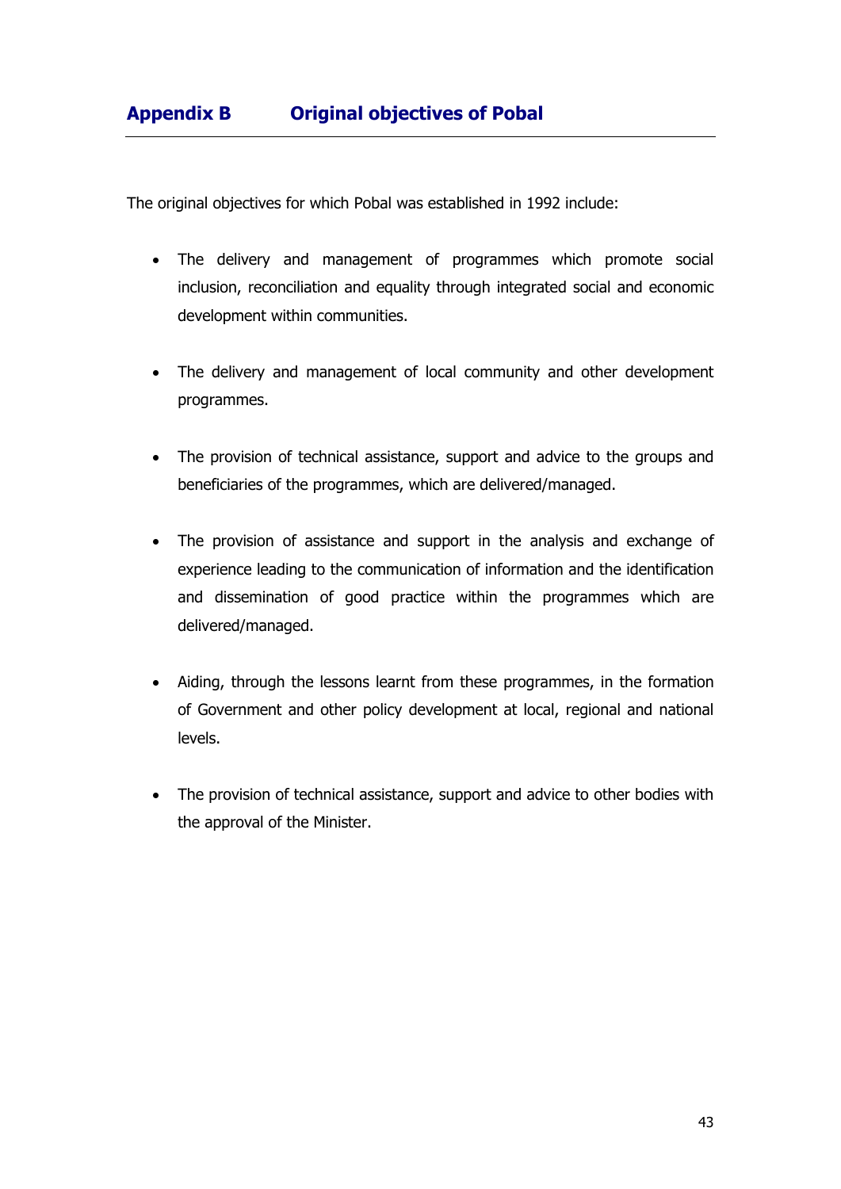## Appendix B Original objectives of Pobal

The original objectives for which Pobal was established in 1992 include:

- The delivery and management of programmes which promote social inclusion, reconciliation and equality through integrated social and economic development within communities.
- The delivery and management of local community and other development programmes.
- The provision of technical assistance, support and advice to the groups and beneficiaries of the programmes, which are delivered/managed.
- The provision of assistance and support in the analysis and exchange of experience leading to the communication of information and the identification and dissemination of good practice within the programmes which are delivered/managed.
- Aiding, through the lessons learnt from these programmes, in the formation of Government and other policy development at local, regional and national levels.
- The provision of technical assistance, support and advice to other bodies with the approval of the Minister.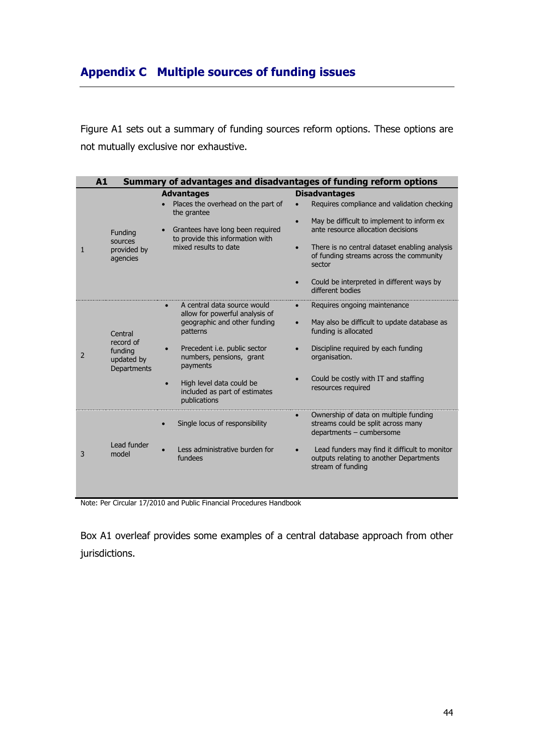# Appendix C Multiple sources of funding issues

Figure A1 sets out a summary of funding sources reform options. These options are not mutually exclusive nor exhaustive.

**A1 Summary of advantages and disadvantages of funding reform options**

| | | **Advantages** | **Disadvantages** |
|---|---|---|---|
| 1 | Funding sources provided by agencies | • Places the overhead on the part of the grantee<br>• Grantees have long been required to provide this information with mixed results to date | • Requires compliance and validation checking<br>• May be difficult to implement to inform ex ante resource allocation decisions<br>• There is no central dataset enabling analysis of funding streams across the community sector<br>• Could be interpreted in different ways by different bodies |
| 2 | Central record of funding updated by Departments | • A central data source would allow for powerful analysis of geographic and other funding patterns<br>• Precedent i.e. public sector numbers, pensions, grant payments<br>• High level data could be included as part of estimates publications | • Requires ongoing maintenance<br>• May also be difficult to update database as funding is allocated<br>• Discipline required by each funding organisation.<br>• Could be costly with IT and staffing resources required |
| 3 | Lead funder model | • Single locus of responsibility<br>• Less administrative burden for fundees | • Ownership of data on multiple funding streams could be split across many departments – cumbersome<br>• Lead funders may find it difficult to monitor outputs relating to another Departments stream of funding |

Note: Per Circular 17/2010 and Public Financial Procedures Handbook

Box A1 overleaf provides some examples of a central database approach from other jurisdictions.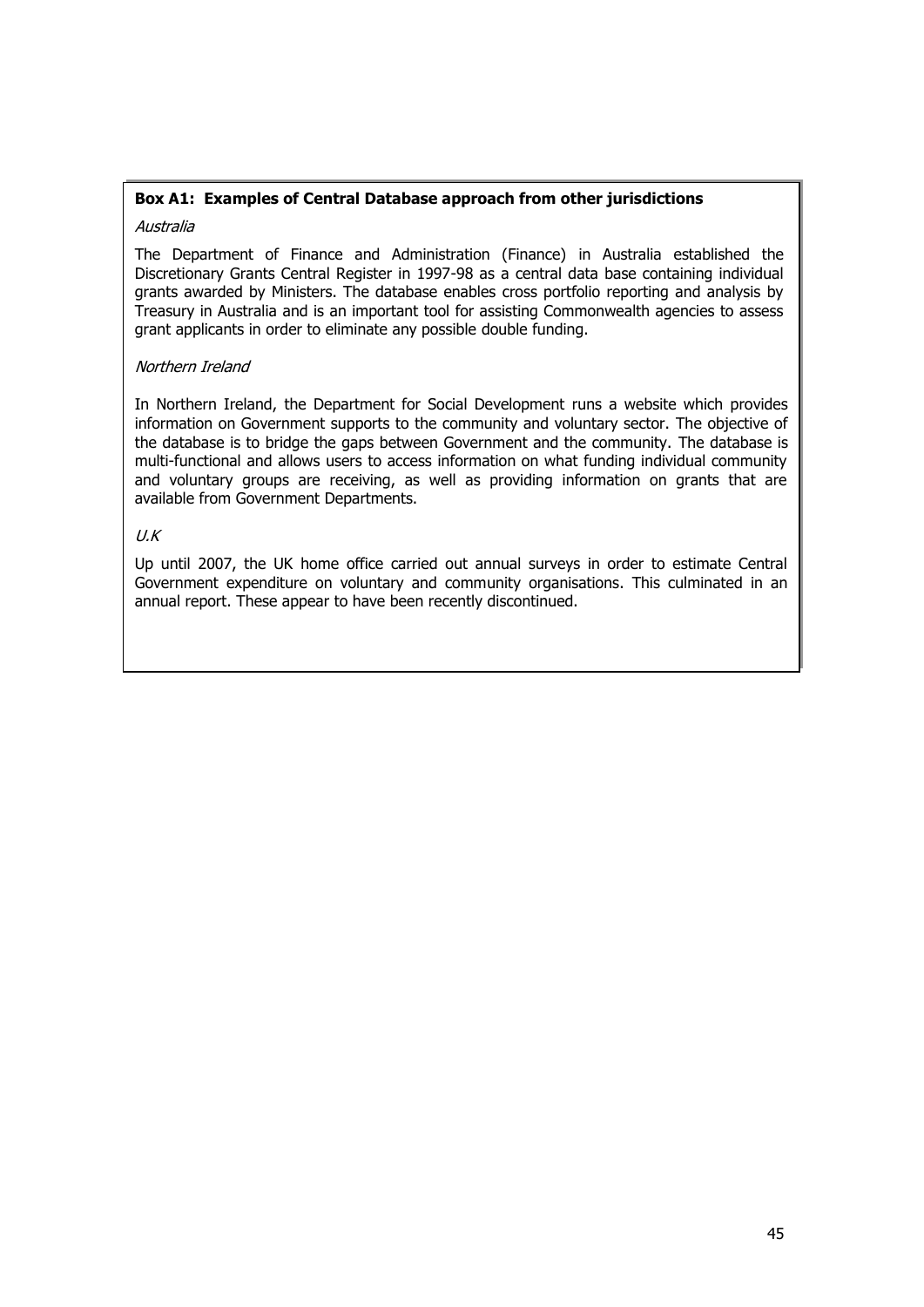**Box A1: Examples of Central Database approach from other jurisdictions**

*Australia*

The Department of Finance and Administration (Finance) in Australia established the Discretionary Grants Central Register in 1997-98 as a central data base containing individual grants awarded by Ministers. The database enables cross portfolio reporting and analysis by Treasury in Australia and is an important tool for assisting Commonwealth agencies to assess grant applicants in order to eliminate any possible double funding.

*Northern Ireland*

In Northern Ireland, the Department for Social Development runs a website which provides information on Government supports to the community and voluntary sector. The objective of the database is to bridge the gaps between Government and the community. The database is multi-functional and allows users to access information on what funding individual community and voluntary groups are receiving, as well as providing information on grants that are available from Government Departments.

*U.K*

Up until 2007, the UK home office carried out annual surveys in order to estimate Central Government expenditure on voluntary and community organisations. This culminated in an annual report. These appear to have been recently discontinued.